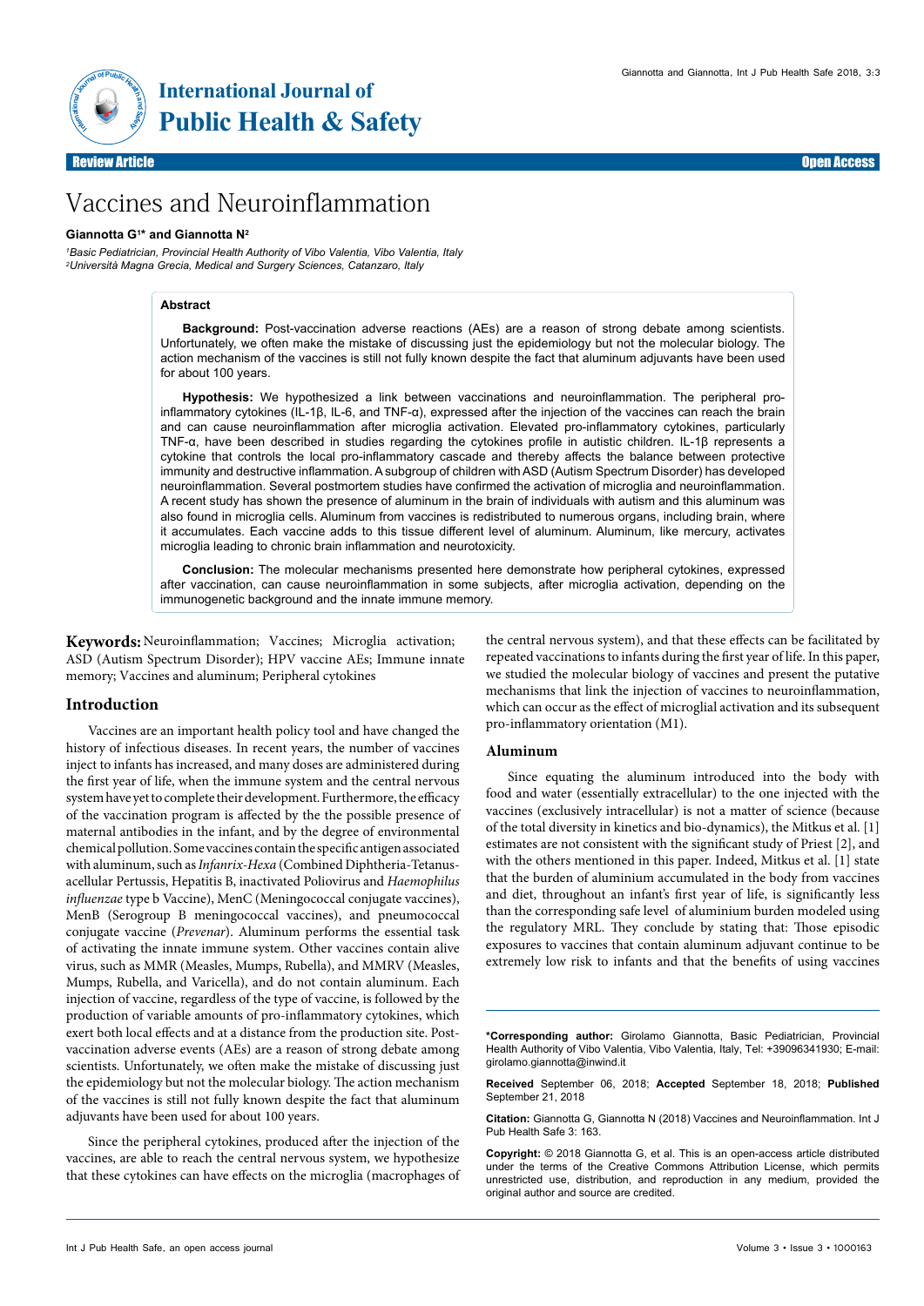International Journal of Public Health & Safety

Review Article — Open Access

# Vaccines and Neuroinflammation

**Giannotta G[1]* and Giannotta N[2]**

*[1]Basic Pediatrician, Provincial Health Authority of Vibo Valentia, Vibo Valentia, Italy*
*[2]Università Magna Grecia, Medical and Surgery Sciences, Catanzaro, Italy*

## Abstract

**Background:** Post-vaccination adverse reactions (AEs) are a reason of strong debate among scientists. Unfortunately, we often make the mistake of discussing just the epidemiology but not the molecular biology. The action mechanism of the vaccines is still not fully known despite the fact that aluminum adjuvants have been used for about 100 years.

**Hypothesis:** We hypothesized a link between vaccinations and neuroinflammation. The peripheral pro-inflammatory cytokines (IL-1β, IL-6, and TNF-α), expressed after the injection of the vaccines can reach the brain and can cause neuroinflammation after microglia activation. Elevated pro-inflammatory cytokines, particularly TNF-α, have been described in studies regarding the cytokines profile in autistic children. IL-1β represents a cytokine that controls the local pro-inflammatory cascade and thereby affects the balance between protective immunity and destructive inflammation. A subgroup of children with ASD (Autism Spectrum Disorder) has developed neuroinflammation. Several postmortem studies have confirmed the activation of microglia and neuroinflammation. A recent study has shown the presence of aluminum in the brain of individuals with autism and this aluminum was also found in microglia cells. Aluminum from vaccines is redistributed to numerous organs, including brain, where it accumulates. Each vaccine adds to this tissue different level of aluminum. Aluminum, like mercury, activates microglia leading to chronic brain inflammation and neurotoxicity.

**Conclusion:** The molecular mechanisms presented here demonstrate how peripheral cytokines, expressed after vaccination, can cause neuroinflammation in some subjects, after microglia activation, depending on the immunogenetic background and the innate immune memory.

**Keywords:** Neuroinflammation; Vaccines; Microglia activation; ASD (Autism Spectrum Disorder); HPV vaccine AEs; Immune innate memory; Vaccines and aluminum; Peripheral cytokines

## Introduction

Vaccines are an important health policy tool and have changed the history of infectious diseases. In recent years, the number of vaccines inject to infants has increased, and many doses are administered during the first year of life, when the immune system and the central nervous system have yet to complete their development. Furthermore, the efficacy of the vaccination program is affected by the the possible presence of maternal antibodies in the infant, and by the degree of environmental chemical pollution. Some vaccines contain the specific antigen associated with aluminum, such as *Infanrix-Hexa* (Combined Diphtheria-Tetanus-acellular Pertussis, Hepatitis B, inactivated Poliovirus and *Haemophilus influenzae* type b Vaccine), MenC (Meningococcal conjugate vaccines), MenB (Serogroup B meningococcal vaccines), and pneumococcal conjugate vaccine (*Prevenar*). Aluminum performs the essential task of activating the innate immune system. Other vaccines contain alive virus, such as MMR (Measles, Mumps, Rubella), and MMRV (Measles, Mumps, Rubella, and Varicella), and do not contain aluminum. Each injection of vaccine, regardless of the type of vaccine, is followed by the production of variable amounts of pro-inflammatory cytokines, which exert both local effects and at a distance from the production site. Post-vaccination adverse events (AEs) are a reason of strong debate among scientists. Unfortunately, we often make the mistake of discussing just the epidemiology but not the molecular biology. The action mechanism of the vaccines is still not fully known despite the fact that aluminum adjuvants have been used for about 100 years.

Since the peripheral cytokines, produced after the injection of the vaccines, are able to reach the central nervous system, we hypothesize that these cytokines can have effects on the microglia (macrophages of the central nervous system), and that these effects can be facilitated by repeated vaccinations to infants during the first year of life. In this paper, we studied the molecular biology of vaccines and present the putative mechanisms that link the injection of vaccines to neuroinflammation, which can occur as the effect of microglial activation and its subsequent pro-inflammatory orientation (M1).

## Aluminum

Since equating the aluminum introduced into the body with food and water (essentially extracellular) to the one injected with the vaccines (exclusively intracellular) is not a matter of science (because of the total diversity in kinetics and bio-dynamics), the Mitkus et al. [1] estimates are not consistent with the significant study of Priest [2], and with the others mentioned in this paper. Indeed, Mitkus et al. [1] state that the burden of aluminium accumulated in the body from vaccines and diet, throughout an infant's first year of life, is significantly less than the corresponding safe level of aluminium burden modeled using the regulatory MRL. They conclude by stating that: Those episodic exposures to vaccines that contain aluminum adjuvant continue to be extremely low risk to infants and that the benefits of using vaccines

---

***Corresponding author:** Girolamo Giannotta, Basic Pediatrician, Provincial Health Authority of Vibo Valentia, Vibo Valentia, Italy, Tel: +39096341930; E-mail: girolamo.giannotta@inwind.it

**Received** September 06, 2018; **Accepted** September 18, 2018; **Published** September 21, 2018

**Citation:** Giannotta G, Giannotta N (2018) Vaccines and Neuroinflammation. Int J Pub Health Safe 3: 163.

**Copyright:** © 2018 Giannotta G, et al. This is an open-access article distributed under the terms of the Creative Commons Attribution License, which permits unrestricted use, distribution, and reproduction in any medium, provided the original author and source are credited.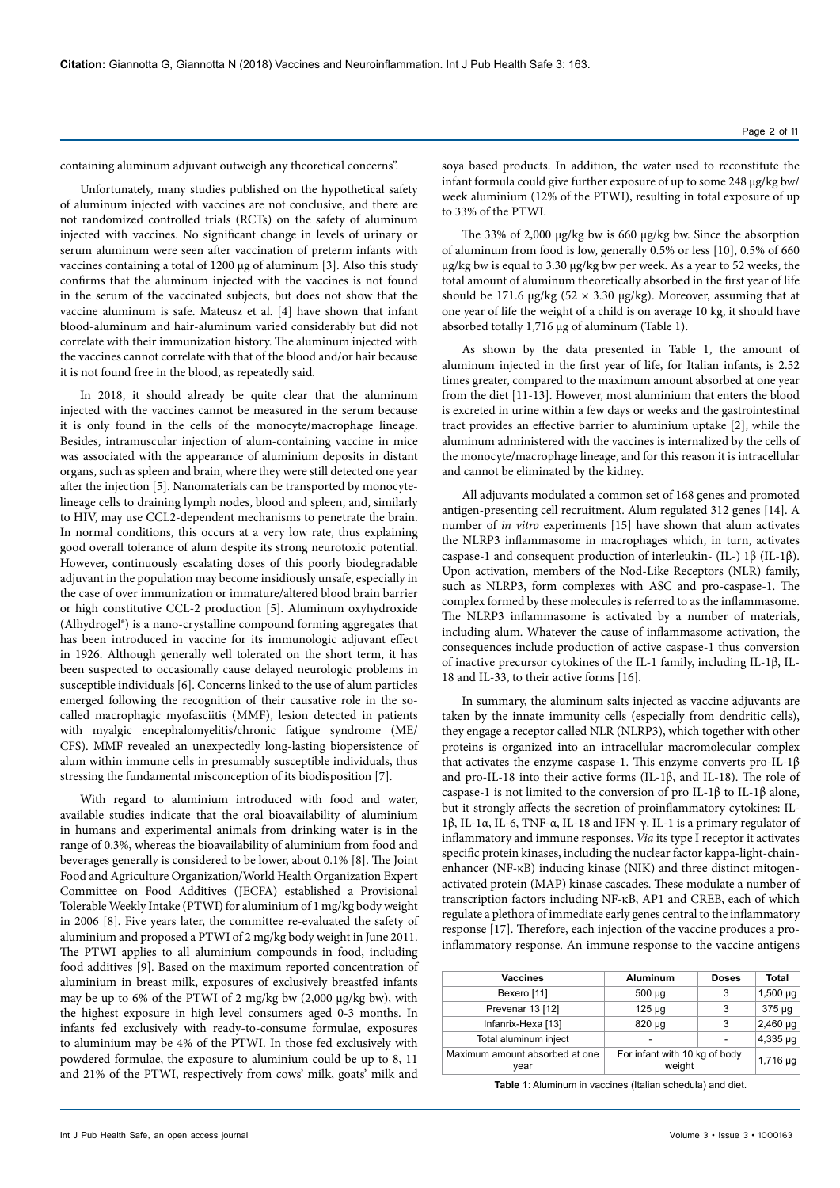containing aluminum adjuvant outweigh any theoretical concerns".

Unfortunately, many studies published on the hypothetical safety of aluminum injected with vaccines are not conclusive, and there are not randomized controlled trials (RCTs) on the safety of aluminum injected with vaccines. No significant change in levels of urinary or serum aluminum were seen after vaccination of preterm infants with vaccines containing a total of 1200 μg of aluminum [3]. Also this study confirms that the aluminum injected with the vaccines is not found in the serum of the vaccinated subjects, but does not show that the vaccine aluminum is safe. Mateusz et al. [4] have shown that infant blood-aluminum and hair-aluminum varied considerably but did not correlate with their immunization history. The aluminum injected with the vaccines cannot correlate with that of the blood and/or hair because it is not found free in the blood, as repeatedly said.

In 2018, it should already be quite clear that the aluminum injected with the vaccines cannot be measured in the serum because it is only found in the cells of the monocyte/macrophage lineage. Besides, intramuscular injection of alum-containing vaccine in mice was associated with the appearance of aluminium deposits in distant organs, such as spleen and brain, where they were still detected one year after the injection [5]. Nanomaterials can be transported by monocyte-lineage cells to draining lymph nodes, blood and spleen, and, similarly to HIV, may use CCL2-dependent mechanisms to penetrate the brain. In normal conditions, this occurs at a very low rate, thus explaining good overall tolerance of alum despite its strong neurotoxic potential. However, continuously escalating doses of this poorly biodegradable adjuvant in the population may become insidiously unsafe, especially in the case of over immunization or immature/altered blood brain barrier or high constitutive CCL-2 production [5]. Aluminum oxyhydroxide (Alhydrogel®) is a nano-crystalline compound forming aggregates that has been introduced in vaccine for its immunologic adjuvant effect in 1926. Although generally well tolerated on the short term, it has been suspected to occasionally cause delayed neurologic problems in susceptible individuals [6]. Concerns linked to the use of alum particles emerged following the recognition of their causative role in the so-called macrophagic myofasciitis (MMF), lesion detected in patients with myalgic encephalomyelitis/chronic fatigue syndrome (ME/CFS). MMF revealed an unexpectedly long-lasting biopersistence of alum within immune cells in presumably susceptible individuals, thus stressing the fundamental misconception of its biodisposition [7].

With regard to aluminium introduced with food and water, available studies indicate that the oral bioavailability of aluminium in humans and experimental animals from drinking water is in the range of 0.3%, whereas the bioavailability of aluminium from food and beverages generally is considered to be lower, about 0.1% [8]. The Joint Food and Agriculture Organization/World Health Organization Expert Committee on Food Additives (JECFA) established a Provisional Tolerable Weekly Intake (PTWI) for aluminium of 1 mg/kg body weight in 2006 [8]. Five years later, the committee re-evaluated the safety of aluminium and proposed a PTWI of 2 mg/kg body weight in June 2011. The PTWI applies to all aluminium compounds in food, including food additives [9]. Based on the maximum reported concentration of aluminium in breast milk, exposures of exclusively breastfed infants may be up to 6% of the PTWI of 2 mg/kg bw (2,000 μg/kg bw), with the highest exposure in high level consumers aged 0-3 months. In infants fed exclusively with ready-to-consume formulae, exposures to aluminium may be 4% of the PTWI. In those fed exclusively with powdered formulae, the exposure to aluminium could be up to 8, 11 and 21% of the PTWI, respectively from cows' milk, goats' milk and soya based products. In addition, the water used to reconstitute the infant formula could give further exposure of up to some 248 μg/kg bw/week aluminium (12% of the PTWI), resulting in total exposure of up to 33% of the PTWI.

The 33% of 2,000 μg/kg bw is 660 μg/kg bw. Since the absorption of aluminum from food is low, generally 0.5% or less [10], 0.5% of 660 μg/kg bw is equal to 3.30 μg/kg bw per week. As a year to 52 weeks, the total amount of aluminum theoretically absorbed in the first year of life should be 171.6 μg/kg ($52 \times 3.30$ μg/kg). Moreover, assuming that at one year of life the weight of a child is on average 10 kg, it should have absorbed totally 1,716 μg of aluminum (Table 1).

As shown by the data presented in Table 1, the amount of aluminum injected in the first year of life, for Italian infants, is 2.52 times greater, compared to the maximum amount absorbed at one year from the diet [11-13]. However, most aluminium that enters the blood is excreted in urine within a few days or weeks and the gastrointestinal tract provides an effective barrier to aluminium uptake [2], while the aluminum administered with the vaccines is internalized by the cells of the monocyte/macrophage lineage, and for this reason it is intracellular and cannot be eliminated by the kidney.

All adjuvants modulated a common set of 168 genes and promoted antigen-presenting cell recruitment. Alum regulated 312 genes [14]. A number of *in vitro* experiments [15] have shown that alum activates the NLRP3 inflammasome in macrophages which, in turn, activates caspase-1 and consequent production of interleukin- (IL-) 1β (IL-1β). Upon activation, members of the Nod-Like Receptors (NLR) family, such as NLRP3, form complexes with ASC and pro-caspase-1. The complex formed by these molecules is referred to as the inflammasome. The NLRP3 inflammasome is activated by a number of materials, including alum. Whatever the cause of inflammasome activation, the consequences include production of active caspase-1 thus conversion of inactive precursor cytokines of the IL-1 family, including IL-1β, IL-18 and IL-33, to their active forms [16].

In summary, the aluminum salts injected as vaccine adjuvants are taken by the innate immunity cells (especially from dendritic cells), they engage a receptor called NLR (NLRP3), which together with other proteins is organized into an intracellular macromolecular complex that activates the enzyme caspase-1. This enzyme converts pro-IL-1β and pro-IL-18 into their active forms (IL-1β, and IL-18). The role of caspase-1 is not limited to the conversion of pro IL-1β to IL-1β alone, but it strongly affects the secretion of proinflammatory cytokines: IL-1β, IL-1α, IL-6, TNF-α, IL-18 and IFN-γ. IL-1 is a primary regulator of inflammatory and immune responses. *Via* its type I receptor it activates specific protein kinases, including the nuclear factor kappa-light-chain-enhancer (NF-κB) inducing kinase (NIK) and three distinct mitogen-activated protein (MAP) kinase cascades. These modulate a number of transcription factors including NF-κB, AP1 and CREB, each of which regulate a plethora of immediate early genes central to the inflammatory response [17]. Therefore, each injection of the vaccine produces a pro-inflammatory response. An immune response to the vaccine antigens

| Vaccines | Aluminum | Doses | Total |
|---|---|---|---|
| Bexero [11] | 500 μg | 3 | 1,500 μg |
| Prevenar 13 [12] | 125 μg | 3 | 375 μg |
| Infanrix-Hexa [13] | 820 μg | 3 | 2,460 μg |
| Total aluminum inject | - | - | 4,335 μg |
| Maximum amount absorbed at one year | For infant with 10 kg of body weight | | 1,716 μg |

**Table 1**: Aluminum in vaccines (Italian schedula) and diet.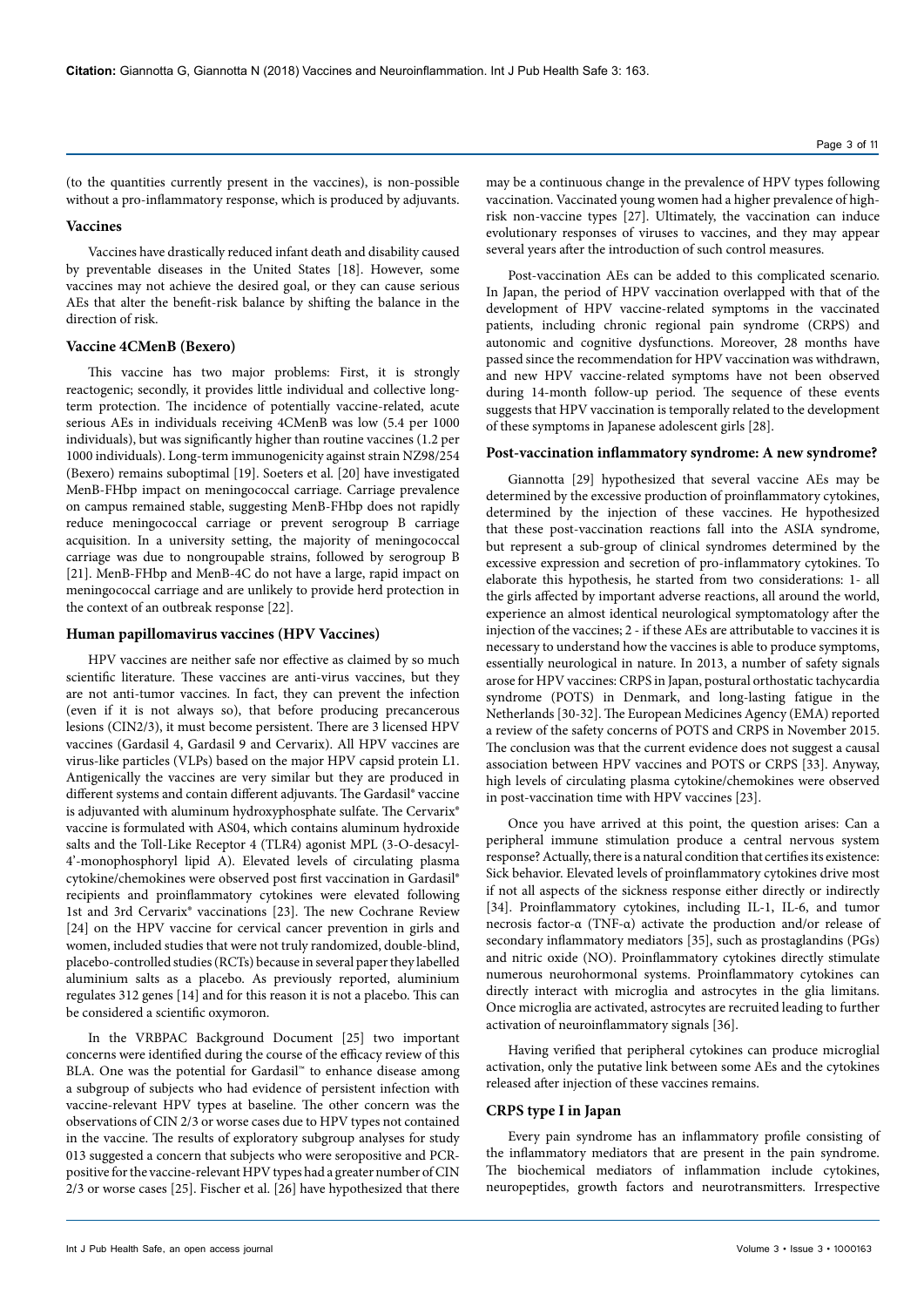(to the quantities currently present in the vaccines), is non-possible without a pro-inflammatory response, which is produced by adjuvants.

### Vaccines

Vaccines have drastically reduced infant death and disability caused by preventable diseases in the United States [18]. However, some vaccines may not achieve the desired goal, or they can cause serious AEs that alter the benefit-risk balance by shifting the balance in the direction of risk.

### Vaccine 4CMenB (Bexero)

This vaccine has two major problems: First, it is strongly reactogenic; secondly, it provides little individual and collective long-term protection. The incidence of potentially vaccine-related, acute serious AEs in individuals receiving 4CMenB was low (5.4 per 1000 individuals), but was significantly higher than routine vaccines (1.2 per 1000 individuals). Long-term immunogenicity against strain NZ98/254 (Bexero) remains suboptimal [19]. Soeters et al. [20] have investigated MenB-FHbp impact on meningococcal carriage. Carriage prevalence on campus remained stable, suggesting MenB-FHbp does not rapidly reduce meningococcal carriage or prevent serogroup B carriage acquisition. In a university setting, the majority of meningococcal carriage was due to nongroupable strains, followed by serogroup B [21]. MenB-FHbp and MenB-4C do not have a large, rapid impact on meningococcal carriage and are unlikely to provide herd protection in the context of an outbreak response [22].

### Human papillomavirus vaccines (HPV Vaccines)

HPV vaccines are neither safe nor effective as claimed by so much scientific literature. These vaccines are anti-virus vaccines, but they are not anti-tumor vaccines. In fact, they can prevent the infection (even if it is not always so), that before producing precancerous lesions (CIN2/3), it must become persistent. There are 3 licensed HPV vaccines (Gardasil 4, Gardasil 9 and Cervarix). All HPV vaccines are virus-like particles (VLPs) based on the major HPV capsid protein L1. Antigenically the vaccines are very similar but they are produced in different systems and contain different adjuvants. The Gardasil® vaccine is adjuvanted with aluminum hydroxyphosphate sulfate. The Cervarix® vaccine is formulated with AS04, which contains aluminum hydroxide salts and the Toll-Like Receptor 4 (TLR4) agonist MPL (3-O-desacyl-4'-monophosphoryl lipid A). Elevated levels of circulating plasma cytokine/chemokines were observed post first vaccination in Gardasil® recipients and proinflammatory cytokines were elevated following 1st and 3rd Cervarix® vaccinations [23]. The new Cochrane Review [24] on the HPV vaccine for cervical cancer prevention in girls and women, included studies that were not truly randomized, double-blind, placebo-controlled studies (RCTs) because in several paper they labelled aluminium salts as a placebo. As previously reported, aluminium regulates 312 genes [14] and for this reason it is not a placebo. This can be considered a scientific oxymoron.

In the VRBPAC Background Document [25] two important concerns were identified during the course of the efficacy review of this BLA. One was the potential for Gardasil™ to enhance disease among a subgroup of subjects who had evidence of persistent infection with vaccine-relevant HPV types at baseline. The other concern was the observations of CIN 2/3 or worse cases due to HPV types not contained in the vaccine. The results of exploratory subgroup analyses for study 013 suggested a concern that subjects who were seropositive and PCR-positive for the vaccine-relevant HPV types had a greater number of CIN 2/3 or worse cases [25]. Fischer et al. [26] have hypothesized that there may be a continuous change in the prevalence of HPV types following vaccination. Vaccinated young women had a higher prevalence of high-risk non-vaccine types [27]. Ultimately, the vaccination can induce evolutionary responses of viruses to vaccines, and they may appear several years after the introduction of such control measures.

Post-vaccination AEs can be added to this complicated scenario. In Japan, the period of HPV vaccination overlapped with that of the development of HPV vaccine-related symptoms in the vaccinated patients, including chronic regional pain syndrome (CRPS) and autonomic and cognitive dysfunctions. Moreover, 28 months have passed since the recommendation for HPV vaccination was withdrawn, and new HPV vaccine-related symptoms have not been observed during 14-month follow-up period. The sequence of these events suggests that HPV vaccination is temporally related to the development of these symptoms in Japanese adolescent girls [28].

### Post-vaccination inflammatory syndrome: A new syndrome?

Giannotta [29] hypothesized that several vaccine AEs may be determined by the excessive production of proinflammatory cytokines, determined by the injection of these vaccines. He hypothesized that these post-vaccination reactions fall into the ASIA syndrome, but represent a sub-group of clinical syndromes determined by the excessive expression and secretion of pro-inflammatory cytokines. To elaborate this hypothesis, he started from two considerations: 1- all the girls affected by important adverse reactions, all around the world, experience an almost identical neurological symptomatology after the injection of the vaccines; 2 - if these AEs are attributable to vaccines it is necessary to understand how the vaccines is able to produce symptoms, essentially neurological in nature. In 2013, a number of safety signals arose for HPV vaccines: CRPS in Japan, postural orthostatic tachycardia syndrome (POTS) in Denmark, and long-lasting fatigue in the Netherlands [30-32]. The European Medicines Agency (EMA) reported a review of the safety concerns of POTS and CRPS in November 2015. The conclusion was that the current evidence does not suggest a causal association between HPV vaccines and POTS or CRPS [33]. Anyway, high levels of circulating plasma cytokine/chemokines were observed in post-vaccination time with HPV vaccines [23].

Once you have arrived at this point, the question arises: Can a peripheral immune stimulation produce a central nervous system response? Actually, there is a natural condition that certifies its existence: Sick behavior. Elevated levels of proinflammatory cytokines drive most if not all aspects of the sickness response either directly or indirectly [34]. Proinflammatory cytokines, including IL-1, IL-6, and tumor necrosis factor-α (TNF-α) activate the production and/or release of secondary inflammatory mediators [35], such as prostaglandins (PGs) and nitric oxide (NO). Proinflammatory cytokines directly stimulate numerous neurohormonal systems. Proinflammatory cytokines can directly interact with microglia and astrocytes in the glia limitans. Once microglia are activated, astrocytes are recruited leading to further activation of neuroinflammatory signals [36].

Having verified that peripheral cytokines can produce microglial activation, only the putative link between some AEs and the cytokines released after injection of these vaccines remains.

### CRPS type I in Japan

Every pain syndrome has an inflammatory profile consisting of the inflammatory mediators that are present in the pain syndrome. The biochemical mediators of inflammation include cytokines, neuropeptides, growth factors and neurotransmitters. Irrespective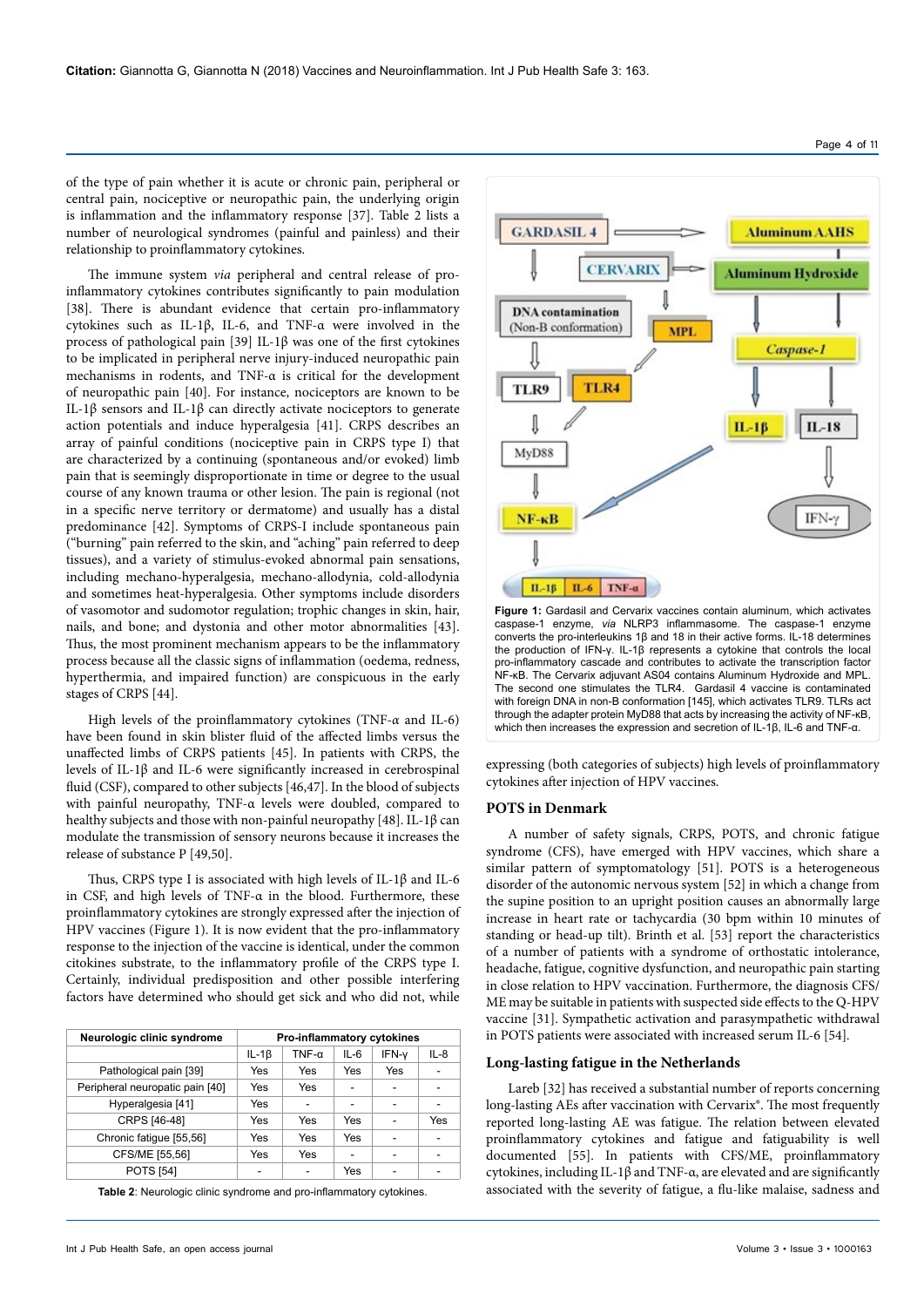of the type of pain whether it is acute or chronic pain, peripheral or central pain, nociceptive or neuropathic pain, the underlying origin is inflammation and the inflammatory response [37]. Table 2 lists a number of neurological syndromes (painful and painless) and their relationship to proinflammatory cytokines.

The immune system *via* peripheral and central release of pro-inflammatory cytokines contributes significantly to pain modulation [38]. There is abundant evidence that certain pro-inflammatory cytokines such as IL-1β, IL-6, and TNF-α were involved in the process of pathological pain [39] IL-1β was one of the first cytokines to be implicated in peripheral nerve injury-induced neuropathic pain mechanisms in rodents, and TNF-α is critical for the development of neuropathic pain [40]. For instance, nociceptors are known to be IL-1β sensors and IL-1β can directly activate nociceptors to generate action potentials and induce hyperalgesia [41]. CRPS describes an array of painful conditions (nociceptive pain in CRPS type I) that are characterized by a continuing (spontaneous and/or evoked) limb pain that is seemingly disproportionate in time or degree to the usual course of any known trauma or other lesion. The pain is regional (not in a specific nerve territory or dermatome) and usually has a distal predominance [42]. Symptoms of CRPS-I include spontaneous pain ("burning" pain referred to the skin, and "aching" pain referred to deep tissues), and a variety of stimulus-evoked abnormal pain sensations, including mechano-hyperalgesia, mechano-allodynia, cold-allodynia and sometimes heat-hyperalgesia. Other symptoms include disorders of vasomotor and sudomotor regulation; trophic changes in skin, hair, nails, and bone; and dystonia and other motor abnormalities [43]. Thus, the most prominent mechanism appears to be the inflammatory process because all the classic signs of inflammation (oedema, redness, hyperthermia, and impaired function) are conspicuous in the early stages of CRPS [44].

High levels of the proinflammatory cytokines (TNF-α and IL-6) have been found in skin blister fluid of the affected limbs versus the unaffected limbs of CRPS patients [45]. In patients with CRPS, the levels of IL-1β and IL-6 were significantly increased in cerebrospinal fluid (CSF), compared to other subjects [46,47]. In the blood of subjects with painful neuropathy, TNF-α levels were doubled, compared to healthy subjects and those with non-painful neuropathy [48]. IL-1β can modulate the transmission of sensory neurons because it increases the release of substance P [49,50].

Thus, CRPS type I is associated with high levels of IL-1β and IL-6 in CSF, and high levels of TNF-α in the blood. Furthermore, these proinflammatory cytokines are strongly expressed after the injection of HPV vaccines (Figure 1). It is now evident that the pro-inflammatory response to the injection of the vaccine is identical, under the common citokines substrate, to the inflammatory profile of the CRPS type I. Certainly, individual predisposition and other possible interfering factors have determined who should get sick and who did not, while expressing (both categories of subjects) high levels of proinflammatory cytokines after injection of HPV vaccines.

| Neurologic clinic syndrome | Pro-inflammatory cytokines | | | | |
|---|---|---|---|---|---|
| | IL-1β | TNF-α | IL-6 | IFN-γ | IL-8 |
| Pathological pain [39] | Yes | Yes | Yes | Yes | - |
| Peripheral neuropatic pain [40] | Yes | Yes | - | - | - |
| Hyperalgesia [41] | Yes | - | - | - | - |
| CRPS [46-48] | Yes | Yes | Yes | - | Yes |
| Chronic fatigue [55,56] | Yes | Yes | Yes | - | - |
| CFS/ME [55,56] | Yes | Yes | - | - | - |
| POTS [54] | - | - | Yes | - | - |

**Table 2**: Neurologic clinic syndrome and pro-inflammatory cytokines.

**Figure 1:** Gardasil and Cervarix vaccines contain aluminum, which activates caspase-1 enzyme, *via* NLRP3 inflammasome. The caspase-1 enzyme converts the pro-interleukins 1β and 18 in their active forms. IL-18 determines the production of IFN-γ. IL-1β represents a cytokine that controls the local pro-inflammatory cascade and contributes to activate the transcription factor NF-κB. The Cervarix adjuvant AS04 contains Aluminum Hydroxide and MPL. The second one stimulates the TLR4. Gardasil 4 vaccine is contaminated with foreign DNA in non-B conformation [145], which activates TLR9. TLRs act through the adapter protein MyD88 that acts by increasing the activity of NF-κB, which then increases the expression and secretion of IL-1β, IL-6 and TNF-α.

## POTS in Denmark

A number of safety signals, CRPS, POTS, and chronic fatigue syndrome (CFS), have emerged with HPV vaccines, which share a similar pattern of symptomatology [51]. POTS is a heterogeneous disorder of the autonomic nervous system [52] in which a change from the supine position to an upright position causes an abnormally large increase in heart rate or tachycardia (30 bpm within 10 minutes of standing or head-up tilt). Brinth et al. [53] report the characteristics of a number of patients with a syndrome of orthostatic intolerance, headache, fatigue, cognitive dysfunction, and neuropathic pain starting in close relation to HPV vaccination. Furthermore, the diagnosis CFS/ME may be suitable in patients with suspected side effects to the Q-HPV vaccine [31]. Sympathetic activation and parasympathetic withdrawal in POTS patients were associated with increased serum IL-6 [54].

## Long-lasting fatigue in the Netherlands

Lareb [32] has received a substantial number of reports concerning long-lasting AEs after vaccination with Cervarix®. The most frequently reported long-lasting AE was fatigue. The relation between elevated proinflammatory cytokines and fatigue and fatiguability is well documented [55]. In patients with CFS/ME, proinflammatory cytokines, including IL-1β and TNF-α, are elevated and are significantly associated with the severity of fatigue, a flu-like malaise, sadness and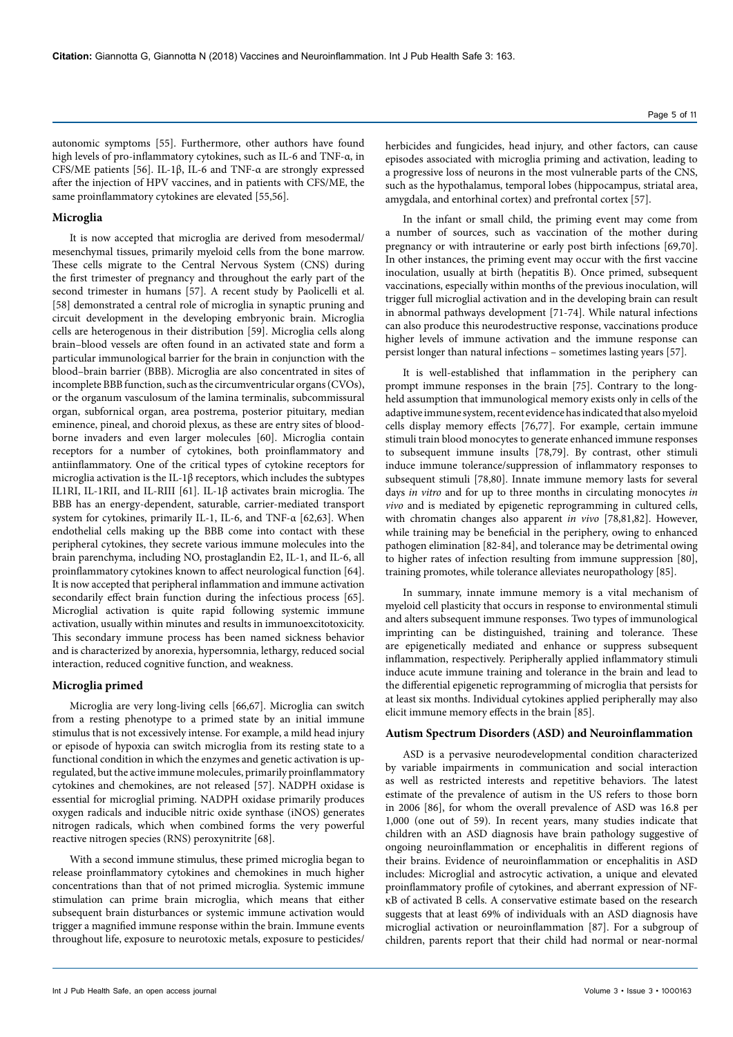autonomic symptoms [55]. Furthermore, other authors have found high levels of pro-inflammatory cytokines, such as IL-6 and TNF-α, in CFS/ME patients [56]. IL-1β, IL-6 and TNF-α are strongly expressed after the injection of HPV vaccines, and in patients with CFS/ME, the same proinflammatory cytokines are elevated [55,56].

## Microglia

It is now accepted that microglia are derived from mesodermal/mesenchymal tissues, primarily myeloid cells from the bone marrow. These cells migrate to the Central Nervous System (CNS) during the first trimester of pregnancy and throughout the early part of the second trimester in humans [57]. A recent study by Paolicelli et al. [58] demonstrated a central role of microglia in synaptic pruning and circuit development in the developing embryonic brain. Microglia cells are heterogenous in their distribution [59]. Microglia cells along brain–blood vessels are often found in an activated state and form a particular immunological barrier for the brain in conjunction with the blood–brain barrier (BBB). Microglia are also concentrated in sites of incomplete BBB function, such as the circumventricular organs (CVOs), or the organum vasculosum of the lamina terminalis, subcommissural organ, subfornical organ, area postrema, posterior pituitary, median eminence, pineal, and choroid plexus, as these are entry sites of blood-borne invaders and even larger molecules [60]. Microglia contain receptors for a number of cytokines, both proinflammatory and antiinflammatory. One of the critical types of cytokine receptors for microglia activation is the IL-1β receptors, which includes the subtypes IL1RI, IL-1RII, and IL-RIII [61]. IL-1β activates brain microglia. The BBB has an energy-dependent, saturable, carrier-mediated transport system for cytokines, primarily IL-1, IL-6, and TNF-α [62,63]. When endothelial cells making up the BBB come into contact with these peripheral cytokines, they secrete various immune molecules into the brain parenchyma, including NO, prostaglandin E2, IL-1, and IL-6, all proinflammatory cytokines known to affect neurological function [64]. It is now accepted that peripheral inflammation and immune activation secondarily effect brain function during the infectious process [65]. Microglial activation is quite rapid following systemic immune activation, usually within minutes and results in immunoexcitotoxicity. This secondary immune process has been named sickness behavior and is characterized by anorexia, hypersomnia, lethargy, reduced social interaction, reduced cognitive function, and weakness.

## Microglia primed

Microglia are very long-living cells [66,67]. Microglia can switch from a resting phenotype to a primed state by an initial immune stimulus that is not excessively intense. For example, a mild head injury or episode of hypoxia can switch microglia from its resting state to a functional condition in which the enzymes and genetic activation is up-regulated, but the active immune molecules, primarily proinflammatory cytokines and chemokines, are not released [57]. NADPH oxidase is essential for microglial priming. NADPH oxidase primarily produces oxygen radicals and inducible nitric oxide synthase (iNOS) generates nitrogen radicals, which when combined forms the very powerful reactive nitrogen species (RNS) peroxynitrite [68].

With a second immune stimulus, these primed microglia began to release proinflammatory cytokines and chemokines in much higher concentrations than that of not primed microglia. Systemic immune stimulation can prime brain microglia, which means that either subsequent brain disturbances or systemic immune activation would trigger a magnified immune response within the brain. Immune events throughout life, exposure to neurotoxic metals, exposure to pesticides/herbicides and fungicides, head injury, and other factors, can cause episodes associated with microglia priming and activation, leading to a progressive loss of neurons in the most vulnerable parts of the CNS, such as the hypothalamus, temporal lobes (hippocampus, striatal area, amygdala, and entorhinal cortex) and prefrontal cortex [57].

In the infant or small child, the priming event may come from a number of sources, such as vaccination of the mother during pregnancy or with intrauterine or early post birth infections [69,70]. In other instances, the priming event may occur with the first vaccine inoculation, usually at birth (hepatitis B). Once primed, subsequent vaccinations, especially within months of the previous inoculation, will trigger full microglial activation and in the developing brain can result in abnormal pathways development [71-74]. While natural infections can also produce this neurodestructive response, vaccinations produce higher levels of immune activation and the immune response can persist longer than natural infections – sometimes lasting years [57].

It is well-established that inflammation in the periphery can prompt immune responses in the brain [75]. Contrary to the long-held assumption that immunological memory exists only in cells of the adaptive immune system, recent evidence has indicated that also myeloid cells display memory effects [76,77]. For example, certain immune stimuli train blood monocytes to generate enhanced immune responses to subsequent immune insults [78,79]. By contrast, other stimuli induce immune tolerance/suppression of inflammatory responses to subsequent stimuli [78,80]. Innate immune memory lasts for several days *in vitro* and for up to three months in circulating monocytes *in vivo* and is mediated by epigenetic reprogramming in cultured cells, with chromatin changes also apparent *in vivo* [78,81,82]. However, while training may be beneficial in the periphery, owing to enhanced pathogen elimination [82-84], and tolerance may be detrimental owing to higher rates of infection resulting from immune suppression [80], training promotes, while tolerance alleviates neuropathology [85].

In summary, innate immune memory is a vital mechanism of myeloid cell plasticity that occurs in response to environmental stimuli and alters subsequent immune responses. Two types of immunological imprinting can be distinguished, training and tolerance. These are epigenetically mediated and enhance or suppress subsequent inflammation, respectively. Peripherally applied inflammatory stimuli induce acute immune training and tolerance in the brain and lead to the differential epigenetic reprogramming of microglia that persists for at least six months. Individual cytokines applied peripherally may also elicit immune memory effects in the brain [85].

## Autism Spectrum Disorders (ASD) and Neuroinflammation

ASD is a pervasive neurodevelopmental condition characterized by variable impairments in communication and social interaction as well as restricted interests and repetitive behaviors. The latest estimate of the prevalence of autism in the US refers to those born in 2006 [86], for whom the overall prevalence of ASD was 16.8 per 1,000 (one out of 59). In recent years, many studies indicate that children with an ASD diagnosis have brain pathology suggestive of ongoing neuroinflammation or encephalitis in different regions of their brains. Evidence of neuroinflammation or encephalitis in ASD includes: Microglial and astrocytic activation, a unique and elevated proinflammatory profile of cytokines, and aberrant expression of NF-κB of activated B cells. A conservative estimate based on the research suggests that at least 69% of individuals with an ASD diagnosis have microglial activation or neuroinflammation [87]. For a subgroup of children, parents report that their child had normal or near-normal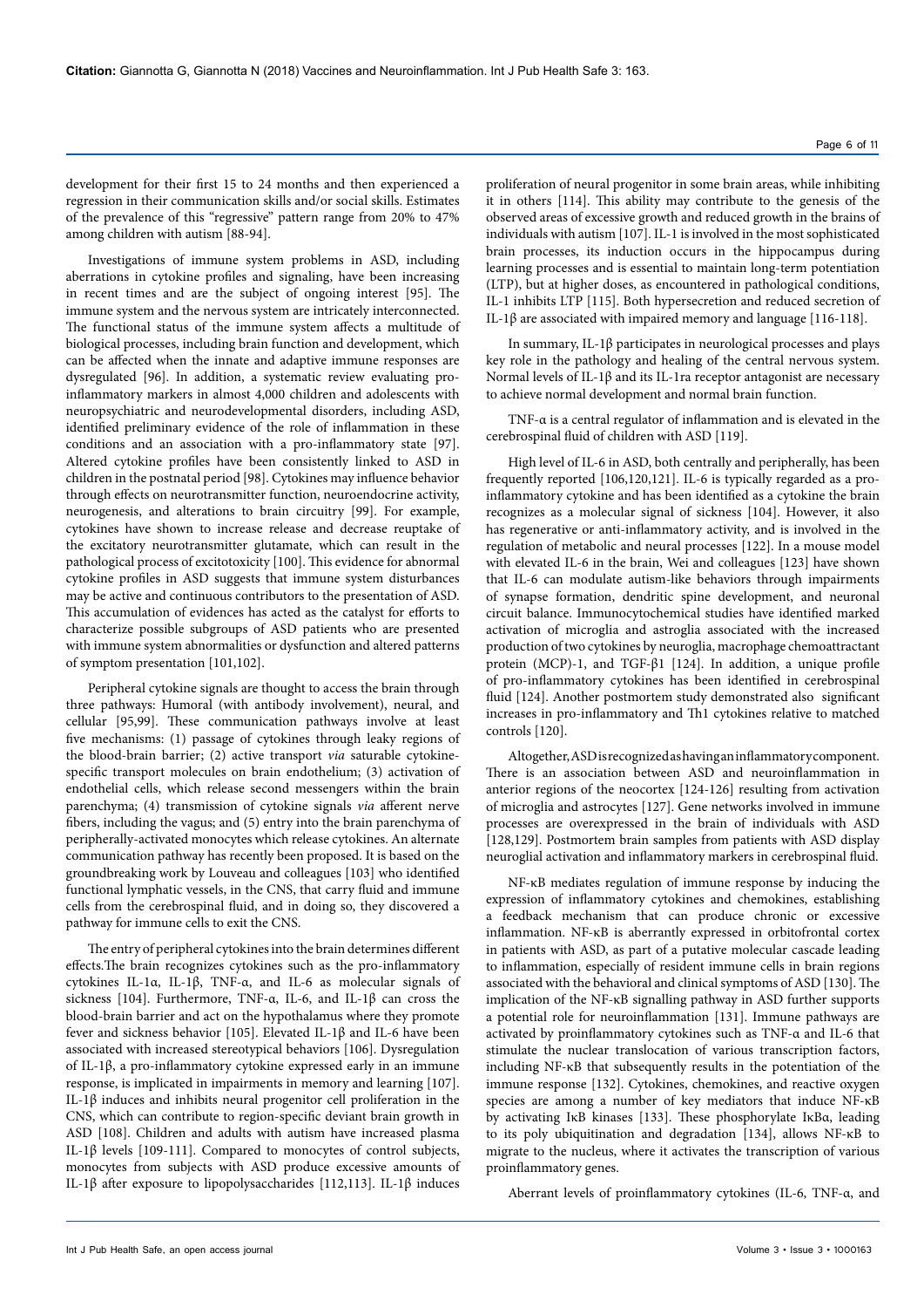development for their first 15 to 24 months and then experienced a regression in their communication skills and/or social skills. Estimates of the prevalence of this "regressive" pattern range from 20% to 47% among children with autism [88-94].

Investigations of immune system problems in ASD, including aberrations in cytokine profiles and signaling, have been increasing in recent times and are the subject of ongoing interest [95]. The immune system and the nervous system are intricately interconnected. The functional status of the immune system affects a multitude of biological processes, including brain function and development, which can be affected when the innate and adaptive immune responses are dysregulated [96]. In addition, a systematic review evaluating pro-inflammatory markers in almost 4,000 children and adolescents with neuropsychiatric and neurodevelopmental disorders, including ASD, identified preliminary evidence of the role of inflammation in these conditions and an association with a pro-inflammatory state [97]. Altered cytokine profiles have been consistently linked to ASD in children in the postnatal period [98]. Cytokines may influence behavior through effects on neurotransmitter function, neuroendocrine activity, neurogenesis, and alterations to brain circuitry [99]. For example, cytokines have shown to increase release and decrease reuptake of the excitatory neurotransmitter glutamate, which can result in the pathological process of excitotoxicity [100]. This evidence for abnormal cytokine profiles in ASD suggests that immune system disturbances may be active and continuous contributors to the presentation of ASD. This accumulation of evidences has acted as the catalyst for efforts to characterize possible subgroups of ASD patients who are presented with immune system abnormalities or dysfunction and altered patterns of symptom presentation [101,102].

Peripheral cytokine signals are thought to access the brain through three pathways: Humoral (with antibody involvement), neural, and cellular [95,99]. These communication pathways involve at least five mechanisms: (1) passage of cytokines through leaky regions of the blood-brain barrier; (2) active transport *via* saturable cytokine-specific transport molecules on brain endothelium; (3) activation of endothelial cells, which release second messengers within the brain parenchyma; (4) transmission of cytokine signals *via* afferent nerve fibers, including the vagus; and (5) entry into the brain parenchyma of peripherally-activated monocytes which release cytokines. An alternate communication pathway has recently been proposed. It is based on the groundbreaking work by Louveau and colleagues [103] who identified functional lymphatic vessels, in the CNS, that carry fluid and immune cells from the cerebrospinal fluid, and in doing so, they discovered a pathway for immune cells to exit the CNS.

The entry of peripheral cytokines into the brain determines different effects.The brain recognizes cytokines such as the pro-inflammatory cytokines IL-1α, IL-1β, TNF-α, and IL-6 as molecular signals of sickness [104]. Furthermore, TNF-α, IL-6, and IL-1β can cross the blood-brain barrier and act on the hypothalamus where they promote fever and sickness behavior [105]. Elevated IL-1β and IL-6 have been associated with increased stereotypical behaviors [106]. Dysregulation of IL-1β, a pro-inflammatory cytokine expressed early in an immune response, is implicated in impairments in memory and learning [107]. IL-1β induces and inhibits neural progenitor cell proliferation in the CNS, which can contribute to region-specific deviant brain growth in ASD [108]. Children and adults with autism have increased plasma IL-1β levels [109-111]. Compared to monocytes of control subjects, monocytes from subjects with ASD produce excessive amounts of IL-1β after exposure to lipopolysaccharides [112,113]. IL-1β induces proliferation of neural progenitor in some brain areas, while inhibiting it in others [114]. This ability may contribute to the genesis of the observed areas of excessive growth and reduced growth in the brains of individuals with autism [107]. IL-1 is involved in the most sophisticated brain processes, its induction occurs in the hippocampus during learning processes and is essential to maintain long-term potentiation (LTP), but at higher doses, as encountered in pathological conditions, IL-1 inhibits LTP [115]. Both hypersecretion and reduced secretion of IL-1β are associated with impaired memory and language [116-118].

In summary, IL-1β participates in neurological processes and plays key role in the pathology and healing of the central nervous system. Normal levels of IL-1β and its IL-1ra receptor antagonist are necessary to achieve normal development and normal brain function.

TNF-α is a central regulator of inflammation and is elevated in the cerebrospinal fluid of children with ASD [119].

High level of IL-6 in ASD, both centrally and peripherally, has been frequently reported [106,120,121]. IL-6 is typically regarded as a pro-inflammatory cytokine and has been identified as a cytokine the brain recognizes as a molecular signal of sickness [104]. However, it also has regenerative or anti-inflammatory activity, and is involved in the regulation of metabolic and neural processes [122]. In a mouse model with elevated IL-6 in the brain, Wei and colleagues [123] have shown that IL-6 can modulate autism-like behaviors through impairments of synapse formation, dendritic spine development, and neuronal circuit balance. Immunocytochemical studies have identified marked activation of microglia and astroglia associated with the increased production of two cytokines by neuroglia, macrophage chemoattractant protein (MCP)-1, and TGF-β1 [124]. In addition, a unique profile of pro-inflammatory cytokines has been identified in cerebrospinal fluid [124]. Another postmortem study demonstrated also significant increases in pro-inflammatory and Th1 cytokines relative to matched controls [120].

Altogether, ASD is recognized as having an inflammatory component. There is an association between ASD and neuroinflammation in anterior regions of the neocortex [124-126] resulting from activation of microglia and astrocytes [127]. Gene networks involved in immune processes are overexpressed in the brain of individuals with ASD [128,129]. Postmortem brain samples from patients with ASD display neuroglial activation and inflammatory markers in cerebrospinal fluid.

NF-κB mediates regulation of immune response by inducing the expression of inflammatory cytokines and chemokines, establishing a feedback mechanism that can produce chronic or excessive inflammation. NF-κB is aberrantly expressed in orbitofrontal cortex in patients with ASD, as part of a putative molecular cascade leading to inflammation, especially of resident immune cells in brain regions associated with the behavioral and clinical symptoms of ASD [130]. The implication of the NF-κB signalling pathway in ASD further supports a potential role for neuroinflammation [131]. Immune pathways are activated by proinflammatory cytokines such as TNF-α and IL-6 that stimulate the nuclear translocation of various transcription factors, including NF-κB that subsequently results in the potentiation of the immune response [132]. Cytokines, chemokines, and reactive oxygen species are among a number of key mediators that induce NF-κB by activating IκB kinases [133]. These phosphorylate IκBα, leading to its poly ubiquitination and degradation [134], allows NF-κB to migrate to the nucleus, where it activates the transcription of various proinflammatory genes.

Aberrant levels of proinflammatory cytokines (IL-6, TNF-α, and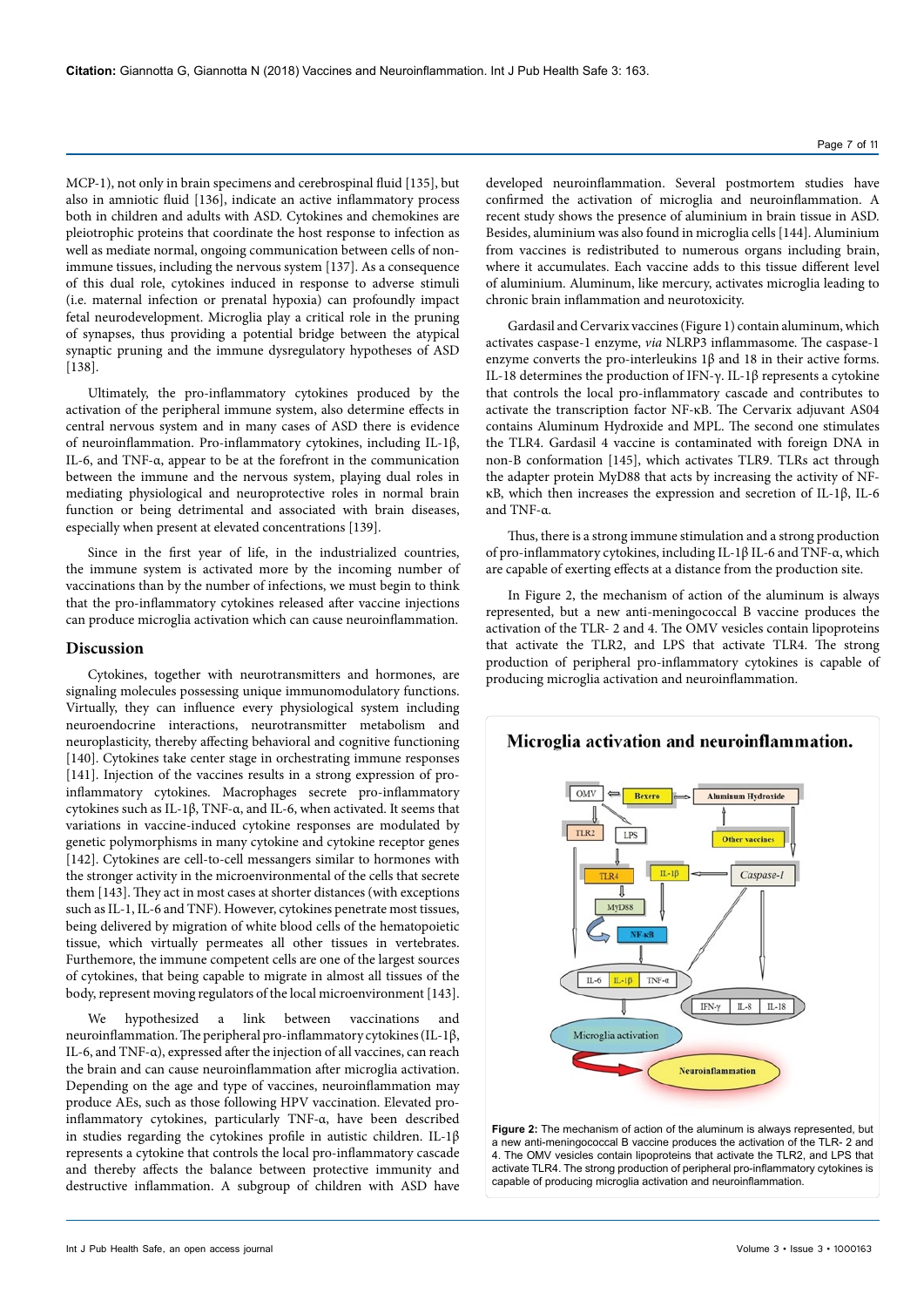MCP-1), not only in brain specimens and cerebrospinal fluid [135], but also in amniotic fluid [136], indicate an active inflammatory process both in children and adults with ASD. Cytokines and chemokines are pleiotrophic proteins that coordinate the host response to infection as well as mediate normal, ongoing communication between cells of non-immune tissues, including the nervous system [137]. As a consequence of this dual role, cytokines induced in response to adverse stimuli (i.e. maternal infection or prenatal hypoxia) can profoundly impact fetal neurodevelopment. Microglia play a critical role in the pruning of synapses, thus providing a potential bridge between the atypical synaptic pruning and the immune dysregulatory hypotheses of ASD [138].

Ultimately, the pro-inflammatory cytokines produced by the activation of the peripheral immune system, also determine effects in central nervous system and in many cases of ASD there is evidence of neuroinflammation. Pro-inflammatory cytokines, including IL-1β, IL-6, and TNF-α, appear to be at the forefront in the communication between the immune and the nervous system, playing dual roles in mediating physiological and neuroprotective roles in normal brain function or being detrimental and associated with brain diseases, especially when present at elevated concentrations [139].

Since in the first year of life, in the industrialized countries, the immune system is activated more by the incoming number of vaccinations than by the number of infections, we must begin to think that the pro-inflammatory cytokines released after vaccine injections can produce microglia activation which can cause neuroinflammation.

## Discussion

Cytokines, together with neurotransmitters and hormones, are signaling molecules possessing unique immunomodulatory functions. Virtually, they can influence every physiological system including neuroendocrine interactions, neurotransmitter metabolism and neuroplasticity, thereby affecting behavioral and cognitive functioning [140]. Cytokines take center stage in orchestrating immune responses [141]. Injection of the vaccines results in a strong expression of pro-inflammatory cytokines. Macrophages secrete pro-inflammatory cytokines such as IL-1β, TNF-α, and IL-6, when activated. It seems that variations in vaccine-induced cytokine responses are modulated by genetic polymorphisms in many cytokine and cytokine receptor genes [142]. Cytokines are cell-to-cell messangers similar to hormones with the stronger activity in the microenvironmental of the cells that secrete them [143]. They act in most cases at shorter distances (with exceptions such as IL-1, IL-6 and TNF). However, cytokines penetrate most tissues, being delivered by migration of white blood cells of the hematopoietic tissue, which virtually permeates all other tissues in vertebrates. Furthermore, the immune competent cells are one of the largest sources of cytokines, that being capable to migrate in almost all tissues of the body, represent moving regulators of the local microenvironment [143].

We hypothesized a link between vaccinations and neuroinflammation. The peripheral pro-inflammatory cytokines (IL-1β, IL-6, and TNF-α), expressed after the injection of all vaccines, can reach the brain and can cause neuroinflammation after microglia activation. Depending on the age and type of vaccines, neuroinflammation may produce AEs, such as those following HPV vaccination. Elevated pro-inflammatory cytokines, particularly TNF-α, have been described in studies regarding the cytokines profile in autistic children. IL-1β represents a cytokine that controls the local pro-inflammatory cascade and thereby affects the balance between protective immunity and destructive inflammation. A subgroup of children with ASD have developed neuroinflammation. Several postmortem studies have confirmed the activation of microglia and neuroinflammation. A recent study shows the presence of aluminium in brain tissue in ASD. Besides, aluminium was also found in microglia cells [144]. Aluminium from vaccines is redistributed to numerous organs including brain, where it accumulates. Each vaccine adds to this tissue different level of aluminium. Aluminum, like mercury, activates microglia leading to chronic brain inflammation and neurotoxicity.

Gardasil and Cervarix vaccines (Figure 1) contain aluminum, which activates caspase-1 enzyme, *via* NLRP3 inflammasome. The caspase-1 enzyme converts the pro-interleukins 1β and 18 in their active forms. IL-18 determines the production of IFN-γ. IL-1β represents a cytokine that controls the local pro-inflammatory cascade and contributes to activate the transcription factor NF-κB. The Cervarix adjuvant AS04 contains Aluminum Hydroxide and MPL. The second one stimulates the TLR4. Gardasil 4 vaccine is contaminated with foreign DNA in non-B conformation [145], which activates TLR9. TLRs act through the adapter protein MyD88 that acts by increasing the activity of NF-κB, which then increases the expression and secretion of IL-1β, IL-6 and TNF-α.

Thus, there is a strong immune stimulation and a strong production of pro-inflammatory cytokines, including IL-1β IL-6 and TNF-α, which are capable of exerting effects at a distance from the production site.

In Figure 2, the mechanism of action of the aluminum is always represented, but a new anti-meningococcal B vaccine produces the activation of the TLR- 2 and 4. The OMV vesicles contain lipoproteins that activate the TLR2, and LPS that activate TLR4. The strong production of peripheral pro-inflammatory cytokines is capable of producing microglia activation and neuroinflammation.

**Microglia activation and neuroinflammation.**

Figure 2: The mechanism of action of the aluminum is always represented, but a new anti-meningococcal B vaccine produces the activation of the TLR- 2 and 4. The OMV vesicles contain lipoproteins that activate the TLR2, and LPS that activate TLR4. The strong production of peripheral pro-inflammatory cytokines is capable of producing microglia activation and neuroinflammation.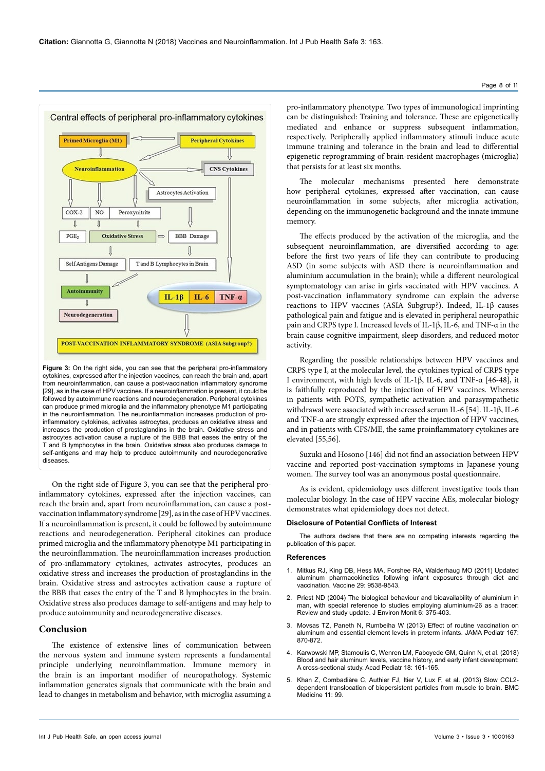Figure 3: On the right side, you can see that the peripheral pro-inflammatory cytokines, expressed after the injection vaccines, can reach the brain and, apart from neuroinflammation, can cause a post-vaccination inflammatory syndrome [29], as in the case of HPV vaccines. If a neuroinflammation is present, it could be followed by autoimmune reactions and neurodegeneration. Peripheral cytokines can produce primed microglia and the inflammatory phenotype M1 participating in the neuroinflammation. The neuroinflammation increases production of pro-inflammatory cytokines, activates astrocytes, produces an oxidative stress and increases the production of prostaglandins in the brain. Oxidative stress and astrocytes activation cause a rupture of the BBB that eases the entry of the T and B lymphocytes in the brain. Oxidative stress also produces damage to self-antigens and may help to produce autoimmunity and neurodegenerative diseases.

On the right side of Figure 3, you can see that the peripheral pro-inflammatory cytokines, expressed after the injection vaccines, can reach the brain and, apart from neuroinflammation, can cause a post-vaccination inflammatory syndrome [29], as in the case of HPV vaccines. If a neuroinflammation is present, it could be followed by autoimmune reactions and neurodegeneration. Peripheral citokines can produce primed microglia and the inflammatory phenotype M1 participating in the neuroinflammation. The neuroinflammation increases production of pro-inflammatory cytokines, activates astrocytes, produces an oxidative stress and increases the production of prostaglandins in the brain. Oxidative stress and astrocytes activation cause a rupture of the BBB that eases the entry of the T and B lymphocytes in the brain. Oxidative stress also produces damage to self-antigens and may help to produce autoimmunity and neurodegenerative diseases.

## Conclusion

The existence of extensive lines of communication between the nervous system and immune system represents a fundamental principle underlying neuroinflammation. Immune memory in the brain is an important modifier of neuropathology. Systemic inflammation generates signals that communicate with the brain and lead to changes in metabolism and behavior, with microglia assuming a pro-inflammatory phenotype. Two types of immunological imprinting can be distinguished: Training and tolerance. These are epigenetically mediated and enhance or suppress subsequent inflammation, respectively. Peripherally applied inflammatory stimuli induce acute immune training and tolerance in the brain and lead to differential epigenetic reprogramming of brain-resident macrophages (microglia) that persists for at least six months.

The molecular mechanisms presented here demonstrate how peripheral cytokines, expressed after vaccination, can cause neuroinflammation in some subjects, after microglia activation, depending on the immunogenetic background and the innate immune memory.

The effects produced by the activation of the microglia, and the subsequent neuroinflammation, are diversified according to age: before the first two years of life they can contribute to producing ASD (in some subjects with ASD there is neuroinflammation and aluminium accumulation in the brain); while a different neurological symptomatology can arise in girls vaccinated with HPV vaccines. A post-vaccination inflammatory syndrome can explain the adverse reactions to HPV vaccines (ASIA Subgrup?). Indeed, IL-1β causes pathological pain and fatigue and is elevated in peripheral neuropathic pain and CRPS type I. Increased levels of IL-1β, IL-6, and TNF-α in the brain cause cognitive impairment, sleep disorders, and reduced motor activity.

Regarding the possible relationships between HPV vaccines and CRPS type I, at the molecular level, the cytokines typical of CRPS type I environment, with high levels of IL-1β, IL-6, and TNF-α [46-48], it is faithfully reproduced by the injection of HPV vaccines. Whereas in patients with POTS, sympathetic activation and parasympathetic withdrawal were associated with increased serum IL-6 [54]. IL-1β, IL-6 and TNF-α are strongly expressed after the injection of HPV vaccines, and in patients with CFS/ME, the same proinflammatory cytokines are elevated [55,56].

Suzuki and Hosono [146] did not find an association between HPV vaccine and reported post-vaccination symptoms in Japanese young women. The survey tool was an anonymous postal questionnaire.

As is evident, epidemiology uses different investigative tools than molecular biology. In the case of HPV vaccine AEs, molecular biology demonstrates what epidemiology does not detect.

### Disclosure of Potential Conflicts of Interest

The authors declare that there are no competing interests regarding the publication of this paper.

### References

1. Mitkus RJ, King DB, Hess MA, Forshee RA, Walderhaug MO (2011) Updated aluminum pharmacokinetics following infant exposures through diet and vaccination. Vaccine 29: 9538-9543.
2. Priest ND (2004) The biological behaviour and bioavailability of aluminium in man, with special reference to studies employing aluminium-26 as a tracer: Review and study update. J Environ Monit 6: 375-403.
3. Movsas TZ, Paneth N, Rumbeiha W (2013) Effect of routine vaccination on aluminum and essential element levels in preterm infants. JAMA Pediatr 167: 870-872.
4. Karwowski MP, Stamoulis C, Wenren LM, Faboyede GM, Quinn N, et al. (2018) Blood and hair aluminum levels, vaccine history, and early infant development: A cross-sectional study. Acad Pediatr 18: 161-165.
5. Khan Z, Combadière C, Authier FJ, Itier V, Lux F, et al. (2013) Slow CCL2-dependent translocation of biopersistent particles from muscle to brain. BMC Medicine 11: 99.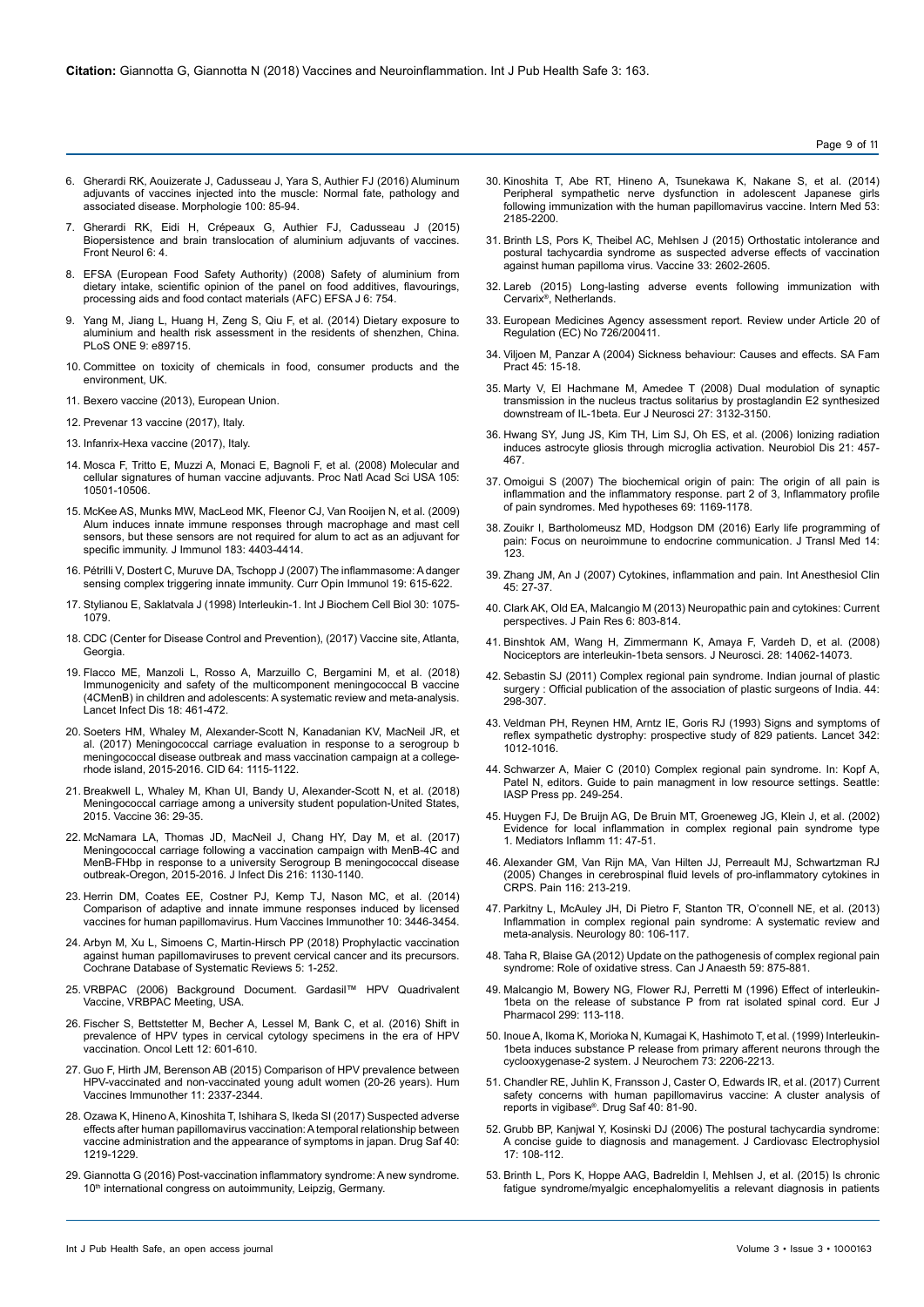6. Gherardi RK, Aouizerate J, Cadusseau J, Yara S, Authier FJ (2016) Aluminum adjuvants of vaccines injected into the muscle: Normal fate, pathology and associated disease. Morphologie 100: 85-94.

7. Gherardi RK, Eidi H, Crépeaux G, Authier FJ, Cadusseau J (2015) Biopersistence and brain translocation of aluminium adjuvants of vaccines. Front Neurol 6: 4.

8. EFSA (European Food Safety Authority) (2008) Safety of aluminium from dietary intake, scientific opinion of the panel on food additives, flavourings, processing aids and food contact materials (AFC) EFSA J 6: 754.

9. Yang M, Jiang L, Huang H, Zeng S, Qiu F, et al. (2014) Dietary exposure to aluminium and health risk assessment in the residents of shenzhen, China. PLoS ONE 9: e89715.

10. Committee on toxicity of chemicals in food, consumer products and the environment, UK.

11. Bexero vaccine (2013), European Union.

12. Prevenar 13 vaccine (2017), Italy.

13. Infanrix-Hexa vaccine (2017), Italy.

14. Mosca F, Tritto E, Muzzi A, Monaci E, Bagnoli F, et al. (2008) Molecular and cellular signatures of human vaccine adjuvants. Proc Natl Acad Sci USA 105: 10501-10506.

15. McKee AS, Munks MW, MacLeod MK, Fleenor CJ, Van Rooijen N, et al. (2009) Alum induces innate immune responses through macrophage and mast cell sensors, but these sensors are not required for alum to act as an adjuvant for specific immunity. J Immunol 183: 4403-4414.

16. Pétrilli V, Dostert C, Muruve DA, Tschopp J (2007) The inflammasome: A danger sensing complex triggering innate immunity. Curr Opin Immunol 19: 615-622.

17. Stylianou E, Saklatvala J (1998) Interleukin-1. Int J Biochem Cell Biol 30: 1075-1079.

18. CDC (Center for Disease Control and Prevention), (2017) Vaccine site, Atlanta, Georgia.

19. Flacco ME, Manzoli L, Rosso A, Marzuillo C, Bergamini M, et al. (2018) Immunogenicity and safety of the multicomponent meningococcal B vaccine (4CMenB) in children and adolescents: A systematic review and meta-analysis. Lancet Infect Dis 18: 461-472.

20. Soeters HM, Whaley M, Alexander-Scott N, Kanadanian KV, MacNeil JR, et al. (2017) Meningococcal carriage evaluation in response to a serogroup b meningococcal disease outbreak and mass vaccination campaign at a college-rhode island, 2015-2016. CID 64: 1115-1122.

21. Breakwell L, Whaley M, Khan UI, Bandy U, Alexander-Scott N, et al. (2018) Meningococcal carriage among a university student population-United States, 2015. Vaccine 36: 29-35.

22. McNamara LA, Thomas JD, MacNeil J, Chang HY, Day M, et al. (2017) Meningococcal carriage following a vaccination campaign with MenB-4C and MenB-FHbp in response to a university Serogroup B meningococcal disease outbreak-Oregon, 2015-2016. J Infect Dis 216: 1130-1140.

23. Herrin DM, Coates EE, Costner PJ, Kemp TJ, Nason MC, et al. (2014) Comparison of adaptive and innate immune responses induced by licensed vaccines for human papillomavirus. Hum Vaccines Immunother 10: 3446-3454.

24. Arbyn M, Xu L, Simoens C, Martin-Hirsch PP (2018) Prophylactic vaccination against human papillomaviruses to prevent cervical cancer and its precursors. Cochrane Database of Systematic Reviews 5: 1-252.

25. VRBPAC (2006) Background Document. Gardasil™ HPV Quadrivalent Vaccine, VRBPAC Meeting, USA.

26. Fischer S, Bettstetter M, Becher A, Lessel M, Bank C, et al. (2016) Shift in prevalence of HPV types in cervical cytology specimens in the era of HPV vaccination. Oncol Lett 12: 601-610.

27. Guo F, Hirth JM, Berenson AB (2015) Comparison of HPV prevalence between HPV-vaccinated and non-vaccinated young adult women (20-26 years). Hum Vaccines Immunother 11: 2337-2344.

28. Ozawa K, Hineno A, Kinoshita T, Ishihara S, Ikeda SI (2017) Suspected adverse effects after human papillomavirus vaccination: A temporal relationship between vaccine administration and the appearance of symptoms in japan. Drug Saf 40: 1219-1229.

29. Giannotta G (2016) Post-vaccination inflammatory syndrome: A new syndrome. 10th international congress on autoimmunity, Leipzig, Germany.

30. Kinoshita T, Abe RT, Hineno A, Tsunekawa K, Nakane S, et al. (2014) Peripheral sympathetic nerve dysfunction in adolescent Japanese girls following immunization with the human papillomavirus vaccine. Intern Med 53: 2185-2200.

31. Brinth LS, Pors K, Theibel AC, Mehlsen J (2015) Orthostatic intolerance and postural tachycardia syndrome as suspected adverse effects of vaccination against human papilloma virus. Vaccine 33: 2602-2605.

32. Lareb (2015) Long-lasting adverse events following immunization with Cervarix®, Netherlands.

33. European Medicines Agency assessment report. Review under Article 20 of Regulation (EC) No 726/200411.

34. Viljoen M, Panzar A (2004) Sickness behaviour: Causes and effects. SA Fam Pract 45: 15-18.

35. Marty V, El Hachmane M, Amedee T (2008) Dual modulation of synaptic transmission in the nucleus tractus solitarius by prostaglandin E2 synthesized downstream of IL-1beta. Eur J Neurosci 27: 3132-3150.

36. Hwang SY, Jung JS, Kim TH, Lim SJ, Oh ES, et al. (2006) Ionizing radiation induces astrocyte gliosis through microglia activation. Neurobiol Dis 21: 457-467.

37. Omoigui S (2007) The biochemical origin of pain: The origin of all pain is inflammation and the inflammatory response. part 2 of 3, Inflammatory profile of pain syndromes. Med hypotheses 69: 1169-1178.

38. Zouikr I, Bartholomeusz MD, Hodgson DM (2016) Early life programming of pain: Focus on neuroimmune to endocrine communication. J Transl Med 14: 123.

39. Zhang JM, An J (2007) Cytokines, inflammation and pain. Int Anesthesiol Clin 45: 27-37.

40. Clark AK, Old EA, Malcangio M (2013) Neuropathic pain and cytokines: Current perspectives. J Pain Res 6: 803-814.

41. Binshtok AM, Wang H, Zimmermann K, Amaya F, Vardeh D, et al. (2008) Nociceptors are interleukin-1beta sensors. J Neurosci. 28: 14062-14073.

42. Sebastin SJ (2011) Complex regional pain syndrome. Indian journal of plastic surgery : Official publication of the association of plastic surgeons of India. 44: 298-307.

43. Veldman PH, Reynen HM, Arntz IE, Goris RJ (1993) Signs and symptoms of reflex sympathetic dystrophy: prospective study of 829 patients. Lancet 342: 1012-1016.

44. Schwarzer A, Maier C (2010) Complex regional pain syndrome. In: Kopf A, Patel N, editors. Guide to pain managment in low resource settings. Seattle: IASP Press pp. 249-254.

45. Huygen FJ, De Bruijn AG, De Bruin MT, Groeneweg JG, Klein J, et al. (2002) Evidence for local inflammation in complex regional pain syndrome type 1. Mediators Inflamm 11: 47-51.

46. Alexander GM, Van Rijn MA, Van Hilten JJ, Perreault MJ, Schwartzman RJ (2005) Changes in cerebrospinal fluid levels of pro-inflammatory cytokines in CRPS. Pain 116: 213-219.

47. Parkitny L, McAuley JH, Di Pietro F, Stanton TR, O'connell NE, et al. (2013) Inflammation in complex regional pain syndrome: A systematic review and meta-analysis. Neurology 80: 106-117.

48. Taha R, Blaise GA (2012) Update on the pathogenesis of complex regional pain syndrome: Role of oxidative stress. Can J Anaesth 59: 875-881.

49. Malcangio M, Bowery NG, Flower RJ, Perretti M (1996) Effect of interleukin-1beta on the release of substance P from rat isolated spinal cord. Eur J Pharmacol 299: 113-118.

50. Inoue A, Ikoma K, Morioka N, Kumagai K, Hashimoto T, et al. (1999) Interleukin-1beta induces substance P release from primary afferent neurons through the cyclooxygenase-2 system. J Neurochem 73: 2206-2213.

51. Chandler RE, Juhlin K, Fransson J, Caster O, Edwards IR, et al. (2017) Current safety concerns with human papillomavirus vaccine: A cluster analysis of reports in vigibase®. Drug Saf 40: 81-90.

52. Grubb BP, Kanjwal Y, Kosinski DJ (2006) The postural tachycardia syndrome: A concise guide to diagnosis and management. J Cardiovasc Electrophysiol 17: 108-112.

53. Brinth L, Pors K, Hoppe AAG, Badreldin I, Mehlsen J, et al. (2015) Is chronic fatigue syndrome/myalgic encephalomyelitis a relevant diagnosis in patients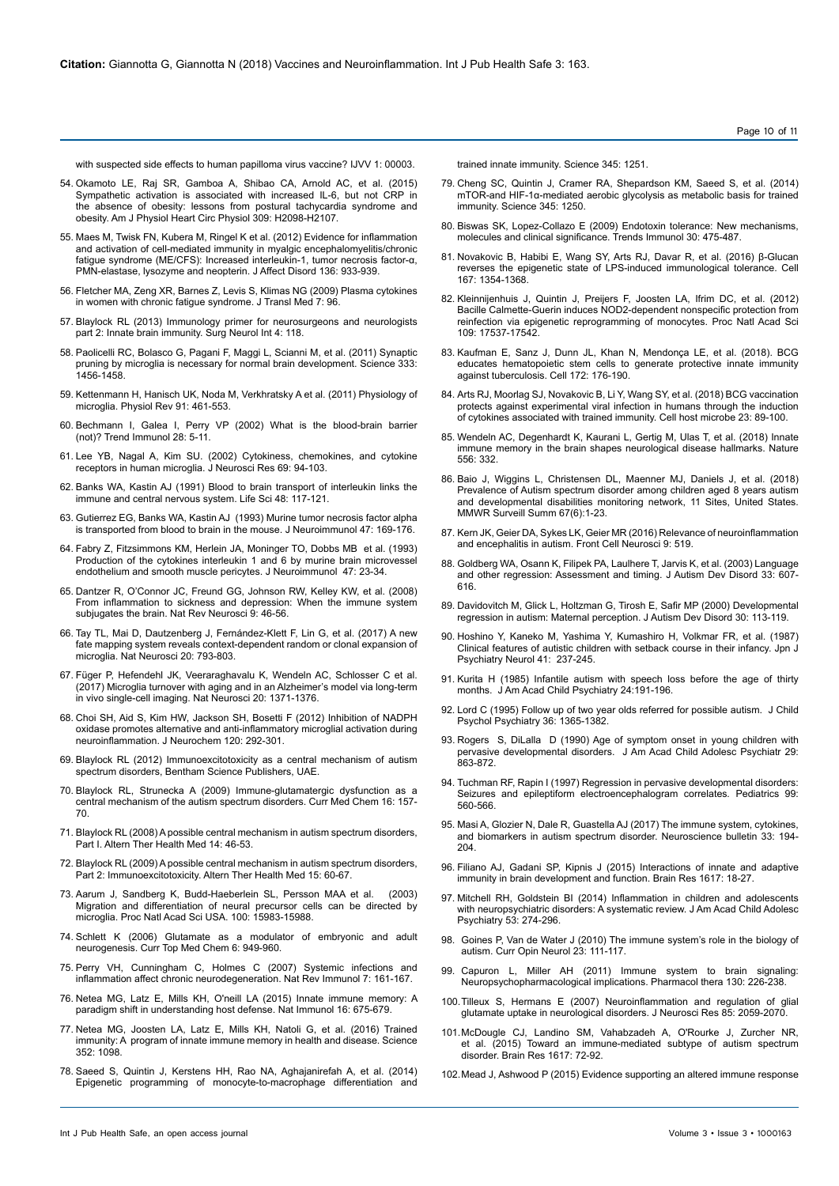with suspected side effects to human papilloma virus vaccine? IJVV 1: 00003.

54. Okamoto LE, Raj SR, Gamboa A, Shibao CA, Arnold AC, et al. (2015) Sympathetic activation is associated with increased IL-6, but not CRP in the absence of obesity: lessons from postural tachycardia syndrome and obesity. Am J Physiol Heart Circ Physiol 309: H2098-H2107.

55. Maes M, Twisk FN, Kubera M, Ringel K et al. (2012) Evidence for inflammation and activation of cell-mediated immunity in myalgic encephalomyelitis/chronic fatigue syndrome (ME/CFS): Increased interleukin-1, tumor necrosis factor-α, PMN-elastase, lysozyme and neopterin. J Affect Disord 136: 933-939.

56. Fletcher MA, Zeng XR, Barnes Z, Levis S, Klimas NG (2009) Plasma cytokines in women with chronic fatigue syndrome. J Transl Med 7: 96.

57. Blaylock RL (2013) Immunology primer for neurosurgeons and neurologists part 2: Innate brain immunity. Surg Neurol Int 4: 118.

58. Paolicelli RC, Bolasco G, Pagani F, Maggi L, Scianni M, et al. (2011) Synaptic pruning by microglia is necessary for normal brain development. Science 333: 1456-1458.

59. Kettenmann H, Hanisch UK, Noda M, Verkhratsky A et al. (2011) Physiology of microglia. Physiol Rev 91: 461-553.

60. Bechmann I, Galea I, Perry VP (2002) What is the blood-brain barrier (not)? Trend Immunol 28: 5-11.

61. Lee YB, Nagal A, Kim SU. (2002) Cytokiness, chemokines, and cytokine receptors in human microglia. J Neurosci Res 69: 94-103.

62. Banks WA, Kastin AJ (1991) Blood to brain transport of interleukin links the immune and central nervous system. Life Sci 48: 117-121.

63. Gutierrez EG, Banks WA, Kastin AJ (1993) Murine tumor necrosis factor alpha is transported from blood to brain in the mouse. J Neuroimmunol 47: 169-176.

64. Fabry Z, Fitzsimmons KM, Herlein JA, Moninger TO, Dobbs MB et al. (1993) Production of the cytokines interleukin 1 and 6 by murine brain microvessel endothelium and smooth muscle pericytes. J Neuroimmunol 47: 23-34.

65. Dantzer R, O'Connor JC, Freund GG, Johnson RW, Kelley KW, et al. (2008) From inflammation to sickness and depression: When the immune system subjugates the brain. Nat Rev Neurosci 9: 46-56.

66. Tay TL, Mai D, Dautzenberg J, Fernández-Klett F, Lin G, et al. (2017) A new fate mapping system reveals context-dependent random or clonal expansion of microglia. Nat Neurosci 20: 793-803.

67. Füger P, Hefendehl JK, Veeraraghavalu K, Wendeln AC, Schlosser C et al. (2017) Microglia turnover with aging and in an Alzheimer's model via long-term in vivo single-cell imaging. Nat Neurosci 20: 1371-1376.

68. Choi SH, Aid S, Kim HW, Jackson SH, Bosetti F (2012) Inhibition of NADPH oxidase promotes alternative and anti-inflammatory microglial activation during neuroinflammation. J Neurochem 120: 292-301.

69. Blaylock RL (2012) Immunoexcitotoxicity as a central mechanism of autism spectrum disorders, Bentham Science Publishers, UAE.

70. Blaylock RL, Strunecka A (2009) Immune-glutamatergic dysfunction as a central mechanism of the autism spectrum disorders. Curr Med Chem 16: 157-70.

71. Blaylock RL (2008) A possible central mechanism in autism spectrum disorders, Part I. Altern Ther Health Med 14: 46-53.

72. Blaylock RL (2009) A possible central mechanism in autism spectrum disorders, Part 2: Immunoexcitotoxicity. Altern Ther Health Med 15: 60-67.

73. Aarum J, Sandberg K, Budd-Haeberlein SL, Persson MAA et al. (2003) Migration and differentiation of neural precursor cells can be directed by microglia. Proc Natl Acad Sci USA. 100: 15983-15988.

74. Schlett K (2006) Glutamate as a modulator of embryonic and adult neurogenesis. Curr Top Med Chem 6: 949-960.

75. Perry VH, Cunningham C, Holmes C (2007) Systemic infections and inflammation affect chronic neurodegeneration. Nat Rev Immunol 7: 161-167.

76. Netea MG, Latz E, Mills KH, O'neill LA (2015) Innate immune memory: A paradigm shift in understanding host defense. Nat Immunol 16: 675-679.

77. Netea MG, Joosten LA, Latz E, Mills KH, Natoli G, et al. (2016) Trained immunity: A program of innate immune memory in health and disease. Science 352: 1098.

78. Saeed S, Quintin J, Kerstens HH, Rao NA, Aghajanirefah A, et al. (2014) Epigenetic programming of monocyte-to-macrophage differentiation and trained innate immunity. Science 345: 1251.

79. Cheng SC, Quintin J, Cramer RA, Shepardson KM, Saeed S, et al. (2014) mTOR-and HIF-1α-mediated aerobic glycolysis as metabolic basis for trained immunity. Science 345: 1250.

80. Biswas SK, Lopez-Collazo E (2009) Endotoxin tolerance: New mechanisms, molecules and clinical significance. Trends Immunol 30: 475-487.

81. Novakovic B, Habibi E, Wang SY, Arts RJ, Davar R, et al. (2016) β-Glucan reverses the epigenetic state of LPS-induced immunological tolerance. Cell 167: 1354-1368.

82. Kleinnijenhuis J, Quintin J, Preijers F, Joosten LA, Ifrim DC, et al. (2012) Bacille Calmette-Guerin induces NOD2-dependent nonspecific protection from reinfection via epigenetic reprogramming of monocytes. Proc Natl Acad Sci 109: 17537-17542.

83. Kaufman E, Sanz J, Dunn JL, Khan N, Mendonça LE, et al. (2018). BCG educates hematopoietic stem cells to generate protective innate immunity against tuberculosis. Cell 172: 176-190.

84. Arts RJ, Moorlag SJ, Novakovic B, Li Y, Wang SY, et al. (2018) BCG vaccination protects against experimental viral infection in humans through the induction of cytokines associated with trained immunity. Cell host microbe 23: 89-100.

85. Wendeln AC, Degenhardt K, Kaurani L, Gertig M, Ulas T, et al. (2018) Innate immune memory in the brain shapes neurological disease hallmarks. Nature 556: 332.

86. Baio J, Wiggins L, Christensen DL, Maenner MJ, Daniels J, et al. (2018) Prevalence of Autism spectrum disorder among children aged 8 years autism and developmental disabilities monitoring network, 11 Sites, United States. MMWR Surveill Summ 67(6):1-23.

87. Kern JK, Geier DA, Sykes LK, Geier MR (2016) Relevance of neuroinflammation and encephalitis in autism. Front Cell Neurosci 9: 519.

88. Goldberg WA, Osann K, Filipek PA, Laulhere T, Jarvis K, et al. (2003) Language and other regression: Assessment and timing. J Autism Dev Disord 33: 607-616.

89. Davidovitch M, Glick L, Holtzman G, Tirosh E, Safir MP (2000) Developmental regression in autism: Maternal perception. J Autism Dev Disord 30: 113-119.

90. Hoshino Y, Kaneko M, Yashima Y, Kumashiro H, Volkmar FR, et al. (1987) Clinical features of autistic children with setback course in their infancy. Jpn J Psychiatry Neurol 41: 237-245.

91. Kurita H (1985) Infantile autism with speech loss before the age of thirty months. J Am Acad Child Psychiatry 24:191-196.

92. Lord C (1995) Follow up of two year olds referred for possible autism. J Child Psychol Psychiatry 36: 1365-1382.

93. Rogers S, DiLalla D (1990) Age of symptom onset in young children with pervasive developmental disorders. J Am Acad Child Adolesc Psychiatr 29: 863-872.

94. Tuchman RF, Rapin I (1997) Regression in pervasive developmental disorders: Seizures and epileptiform electroencephalogram correlates. Pediatrics 99: 560-566.

95. Masi A, Glozier N, Dale R, Guastella AJ (2017) The immune system, cytokines, and biomarkers in autism spectrum disorder. Neuroscience bulletin 33: 194-204.

96. Filiano AJ, Gadani SP, Kipnis J (2015) Interactions of innate and adaptive immunity in brain development and function. Brain Res 1617: 18-27.

97. Mitchell RH, Goldstein BI (2014) Inflammation in children and adolescents with neuropsychiatric disorders: A systematic review. J Am Acad Child Adolesc Psychiatry 53: 274-296.

98. Goines P, Van de Water J (2010) The immune system's role in the biology of autism. Curr Opin Neurol 23: 111-117.

99. Capuron L, Miller AH (2011) Immune system to brain signaling: Neuropsychopharmacological implications. Pharmacol thera 130: 226-238.

100. Tilleux S, Hermans E (2007) Neuroinflammation and regulation of glial glutamate uptake in neurological disorders. J Neurosci Res 85: 2059-2070.

101. McDougle CJ, Landino SM, Vahabzadeh A, O'Rourke J, Zurcher NR, et al. (2015) Toward an immune-mediated subtype of autism spectrum disorder. Brain Res 1617: 72-92.

102. Mead J, Ashwood P (2015) Evidence supporting an altered immune response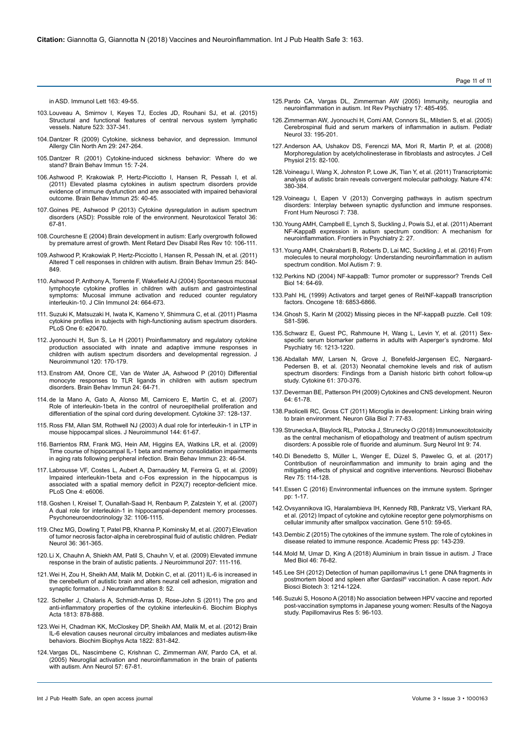in ASD. Immunol Lett 163: 49-55.

103. Louveau A, Smirnov I, Keyes TJ, Eccles JD, Rouhani SJ, et al. (2015) Structural and functional features of central nervous system lymphatic vessels. Nature 523: 337-341.

104. Dantzer R (2009) Cytokine, sickness behavior, and depression. Immunol Allergy Clin North Am 29: 247-264.

105. Dantzer R (2001) Cytokine-induced sickness behavior: Where do we stand? Brain Behav Immun 15: 7-24.

106. Ashwood P, Krakowiak P, Hertz-Picciotto I, Hansen R, Pessah I, et al. (2011) Elevated plasma cytokines in autism spectrum disorders provide evidence of immune dysfunction and are associated with impaired behavioral outcome. Brain Behav Immun 25: 40-45.

107. Goines PE, Ashwood P (2013) Cytokine dysregulation in autism spectrum disorders (ASD): Possible role of the environment. Neurotoxicol Teratol 36: 67-81.

108. Courchesne E (2004) Brain development in autism: Early overgrowth followed by premature arrest of growth. Ment Retard Dev Disabil Res Rev 10: 106-111.

109. Ashwood P, Krakowiak P, Hertz-Picciotto I, Hansen R, Pessah IN, et al. (2011) Altered T cell responses in children with autism. Brain Behav Immun 25: 840-849.

110. Ashwood P, Anthony A, Torrente F, Wakefield AJ (2004) Spontaneous mucosal lymphocyte cytokine profiles in children with autism and gastrointestinal symptoms: Mucosal immune activation and reduced counter regulatory interleukin-10. J Clin Immunol 24: 664-673.

111. Suzuki K, Matsuzaki H, Iwata K, Kameno Y, Shimmura C, et al. (2011) Plasma cytokine profiles in subjects with high-functioning autism spectrum disorders. PLoS One 6: e20470.

112. Jyonouchi H, Sun S, Le H (2001) Proinflammatory and regulatory cytokine production associated with innate and adaptive immune responses in children with autism spectrum disorders and developmental regression. J Neuroimmunol 120: 170-179.

113. Enstrom AM, Onore CE, Van de Water JA, Ashwood P (2010) Differential monocyte responses to TLR ligands in children with autism spectrum disorders. Brain Behav Immun 24: 64-71.

114. de la Mano A, Gato A, Alonso MI, Carnicero E, Martín C, et al. (2007) Role of interleukin-1beta in the control of neuroepithelial proliferation and differentiation of the spinal cord during development. Cytokine 37: 128-137.

115. Ross FM, Allan SM, Rothwell NJ (2003) A dual role for interleukin-1 in LTP in mouse hippocampal slices. J Neuroimmunol 144: 61-67.

116. Barrientos RM, Frank MG, Hein AM, Higgins EA, Watkins LR, et al. (2009) Time course of hippocampal IL-1 beta and memory consolidation impairments in aging rats following peripheral infection. Brain Behav Immun 23: 46-54.

117. Labrousse VF, Costes L, Aubert A, Darnaudéry M, Ferreira G, et al. (2009) Impaired interleukin-1beta and c-Fos expression in the hippocampus is associated with a spatial memory deficit in P2X(7) receptor-deficient mice. PLoS One 4: e6006.

118. Goshen I, Kreisel T, Ounallah-Saad H, Renbaum P, Zalzstein Y, et al. (2007) A dual role for interleukin-1 in hippocampal-dependent memory processes. Psychoneuroendocrinology 32: 1106-1115.

119. Chez MG, Dowling T, Patel PB, Khanna P, Kominsky M, et al. (2007) Elevation of tumor necrosis factor-alpha in cerebrospinal fluid of autistic children. Pediatr Neurol 36: 361-365.

120. Li X, Chauhn A, Shiekh AM, Patil S, Chauhn V, et al. (2009) Elevated immune response in the brain of autistic patients. J Neuroimmunol 207: 111-116.

121. Wei H, Zou H, Sheikh AM, Malik M, Dobkin C, et al. (2011) IL-6 is increased in the cerebellum of autistic brain and alters neural cell adhesion, migration and synaptic formation. J Neuroinflammation 8: 52.

122. Scheller J, Chalaris A, Schmidt-Arras D, Rose-John S (2011) The pro and anti-inflammatory properties of the cytokine interleukin-6. Biochim Biophys Acta 1813: 878-888.

123. Wei H, Chadman KK, McCloskey DP, Sheikh AM, Malik M, et al. (2012) Brain IL-6 elevation causes neuronal circuitry imbalances and mediates autism-like behaviors. Biochim Biophys Acta 1822: 831-842.

124. Vargas DL, Nascimbene C, Krishnan C, Zimmerman AW, Pardo CA, et al. (2005) Neuroglial activation and neuroinflammation in the brain of patients with autism. Ann Neurol 57: 67-81.

125. Pardo CA, Vargas DL, Zimmerman AW (2005) Immunity, neuroglia and neuroinflammation in autism. Int Rev Psychiatry 17: 485-495.

126. Zimmerman AW, Jyonouchi H, Comi AM, Connors SL, Milstien S, et al. (2005) Cerebrospinal fluid and serum markers of inflammation in autism. Pediatr Neurol 33: 195-201.

127. Anderson AA, Ushakov DS, Ferenczi MA, Mori R, Martin P, et al. (2008) Morphoregulation by acetylcholinesterase in fibroblasts and astrocytes. J Cell Physiol 215: 82-100.

128. Voineagu I, Wang X, Johnston P, Lowe JK, Tian Y, et al. (2011) Transcriptomic analysis of autistic brain reveals convergent molecular pathology. Nature 474: 380-384.

129. Voineagu I, Eapen V (2013) Converging pathways in autism spectrum disorders: Interplay between synaptic dysfunction and immune responses. Front Hum Neurosci 7: 738.

130. Young AMH, Campbell E, Lynch S, Suckling J, Powis SJ, et al. (2011) Aberrant NF-KappaB expression in autism spectrum condition: A mechanism for neuroinflammation. Frontiers in Psychiatry 2: 27.

131. Young AMH, Chakrabarti B, Roberts D, Lai MC, Suckling J, et al. (2016) From molecules to neural morphology: Understanding neuroinflammation in autism spectrum condition. Mol Autism 7: 9.

132. Perkins ND (2004) NF-kappaB: Tumor promoter or suppressor? Trends Cell Biol 14: 64-69.

133. Pahl HL (1999) Activators and target genes of Rel/NF-kappaB transcription factors. Oncogene 18: 6853-6866.

134. Ghosh S, Karin M (2002) Missing pieces in the NF-kappaB puzzle. Cell 109: S81-S96.

135. Schwarz E, Guest PC, Rahmoune H, Wang L, Levin Y, et al. (2011) Sex-specific serum biomarker patterns in adults with Asperger's syndrome. Mol Psychiatry 16: 1213-1220.

136. Abdallah MW, Larsen N, Grove J, Bonefeld-Jørgensen EC, Nørgaard-Pedersen B, et al. (2013) Neonatal chemokine levels and risk of autism spectrum disorders: Findings from a Danish historic birth cohort follow-up study. Cytokine 61: 370-376.

137. Deverman BE, Patterson PH (2009) Cytokines and CNS development. Neuron 64: 61-78.

138. Paolicelli RC, Gross CT (2011) Microglia in development: Linking brain wiring to brain environment. Neuron Glia Biol 7: 77-83.

139. Strunecka A, Blaylock RL, Patocka J, Strunecky O (2018) Immunoexcitotoxicity as the central mechanism of etiopathology and treatment of autism spectrum disorders: A possible role of fluoride and aluminum. Surg Neurol Int 9: 74.

140. Di Benedetto S, Müller L, Wenger E, Düzel S, Pawelec G, et al. (2017) Contribution of neuroinflammation and immunity to brain aging and the mitigating effects of physical and cognitive interventions. Neurosci Biobehav Rev 75: 114-128.

141. Essen C (2016) Envinronmental influences on the immune system. Springer pp: 1-17.

142. Ovsyannikova IG, Haralambieva IH, Kennedy RB, Pankratz VS, Vierkant RA, et al. (2012) Impact of cytokine and cytokine receptor gene polymorphisms on cellular immunity after smallpox vaccination. Gene 510: 59-65.

143. Dembic Z (2015) The cytokines of the immune system. The role of cytokines in disease related to immune responce. Academic Press pp: 143-239.

144. Mold M, Umar D, King A (2018) Aluminium in brain tissue in autism. J Trace Med Biol 46: 76-82.

145. Lee SH (2012) Detection of human papillomavirus L1 gene DNA fragments in postmortem blood and spleen after Gardasil® vaccination. A case report. Adv Biosci Biotech 3: 1214-1224.

146. Suzuki S, Hosono A (2018) No association between HPV vaccine and reported post-vaccination symptoms in Japanese young women: Results of the Nagoya study. Papillomavirus Res 5: 96-103.